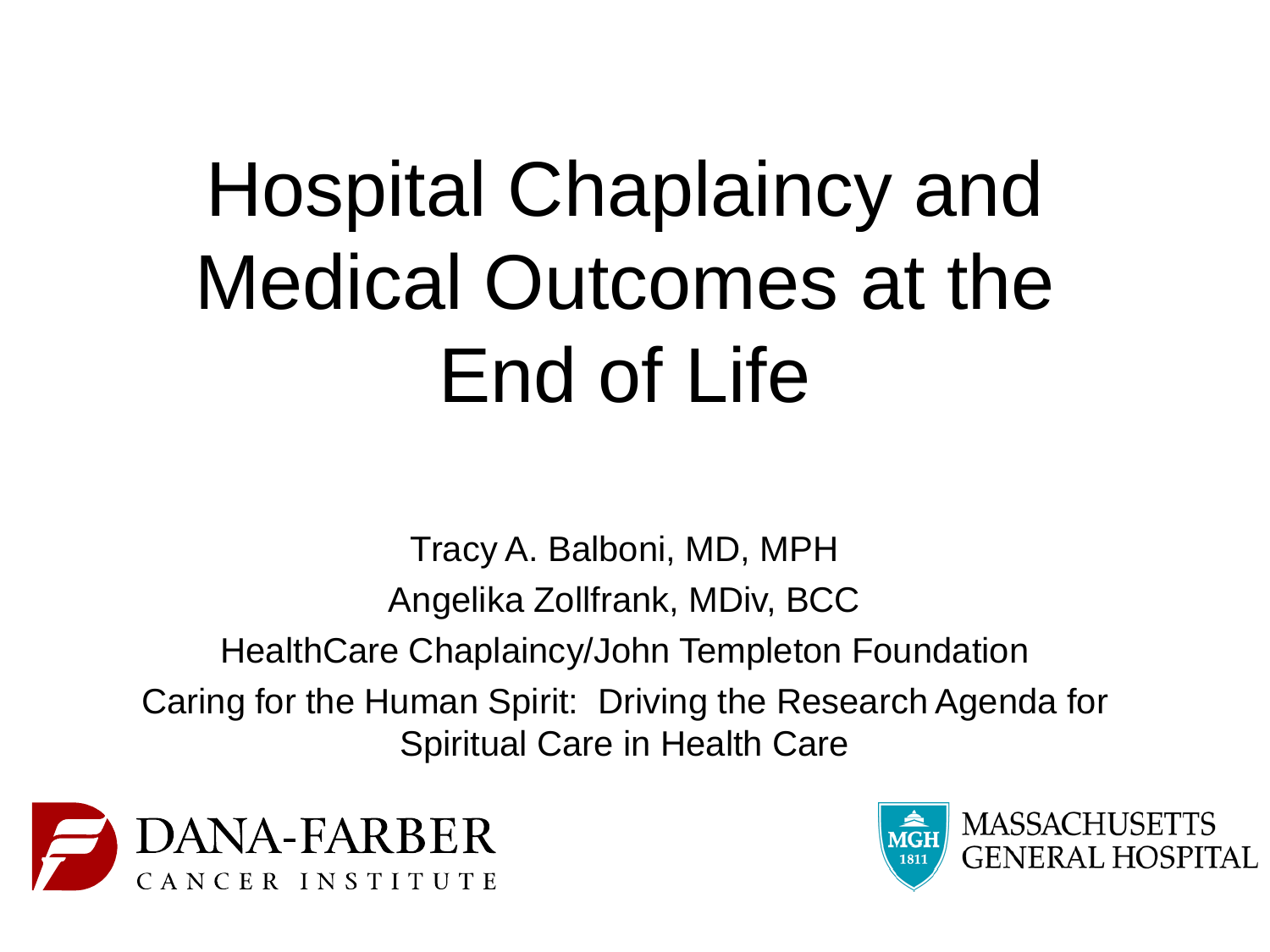# Hospital Chaplaincy and Medical Outcomes at the End of Life

Tracy A. Balboni, MD, MPH

Angelika Zollfrank, MDiv, BCC

HealthCare Chaplaincy/John Templeton Foundation

Caring for the Human Spirit: Driving the Research Agenda for Spiritual Care in Health Care

DANA-FARBER CANCER INSTITUTE

MASSACHUSETTS GENERAL HOSPITAL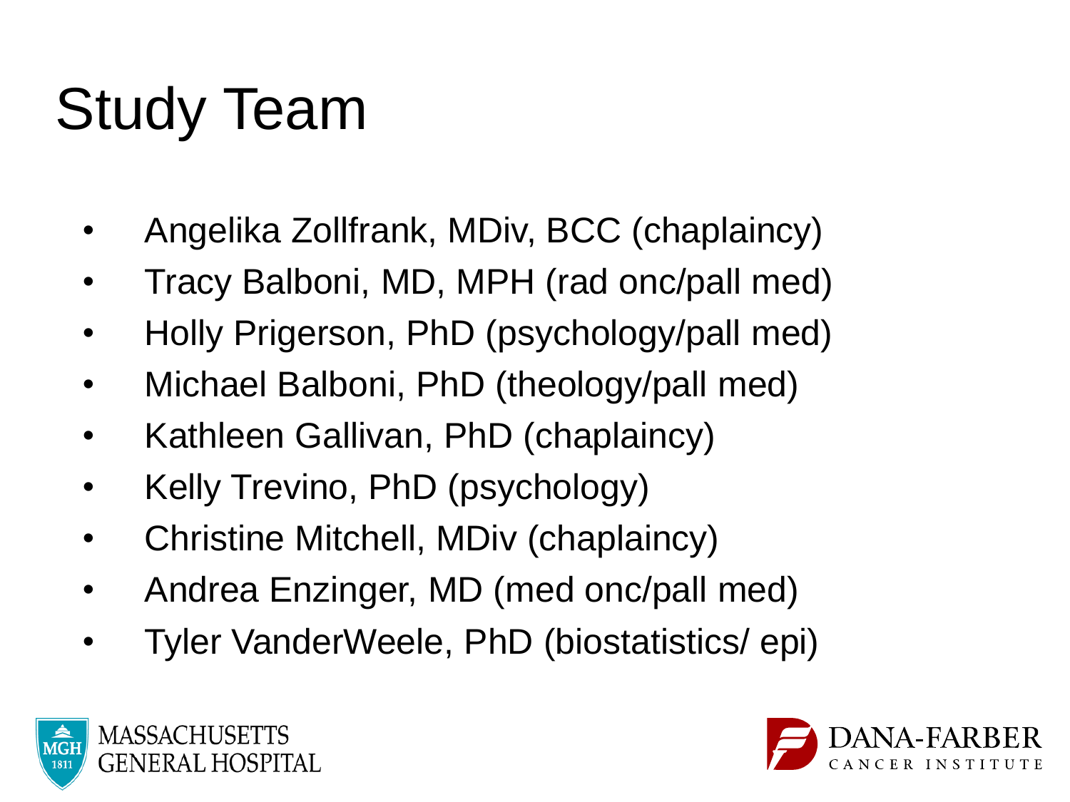# Study Team

- Angelika Zollfrank, MDiv, BCC (chaplaincy)
- Tracy Balboni, MD, MPH (rad onc/pall med)
- Holly Prigerson, PhD (psychology/pall med)
- Michael Balboni, PhD (theology/pall med)
- Kathleen Gallivan, PhD (chaplaincy)
- Kelly Trevino, PhD (psychology)
- Christine Mitchell, MDiv (chaplaincy)
- Andrea Enzinger, MD (med onc/pall med)
- Tyler VanderWeele, PhD (biostatistics/ epi)

MASSACHUSETTS GENERAL HOSPITAL

DANA-FARBER CANCER INSTITUTE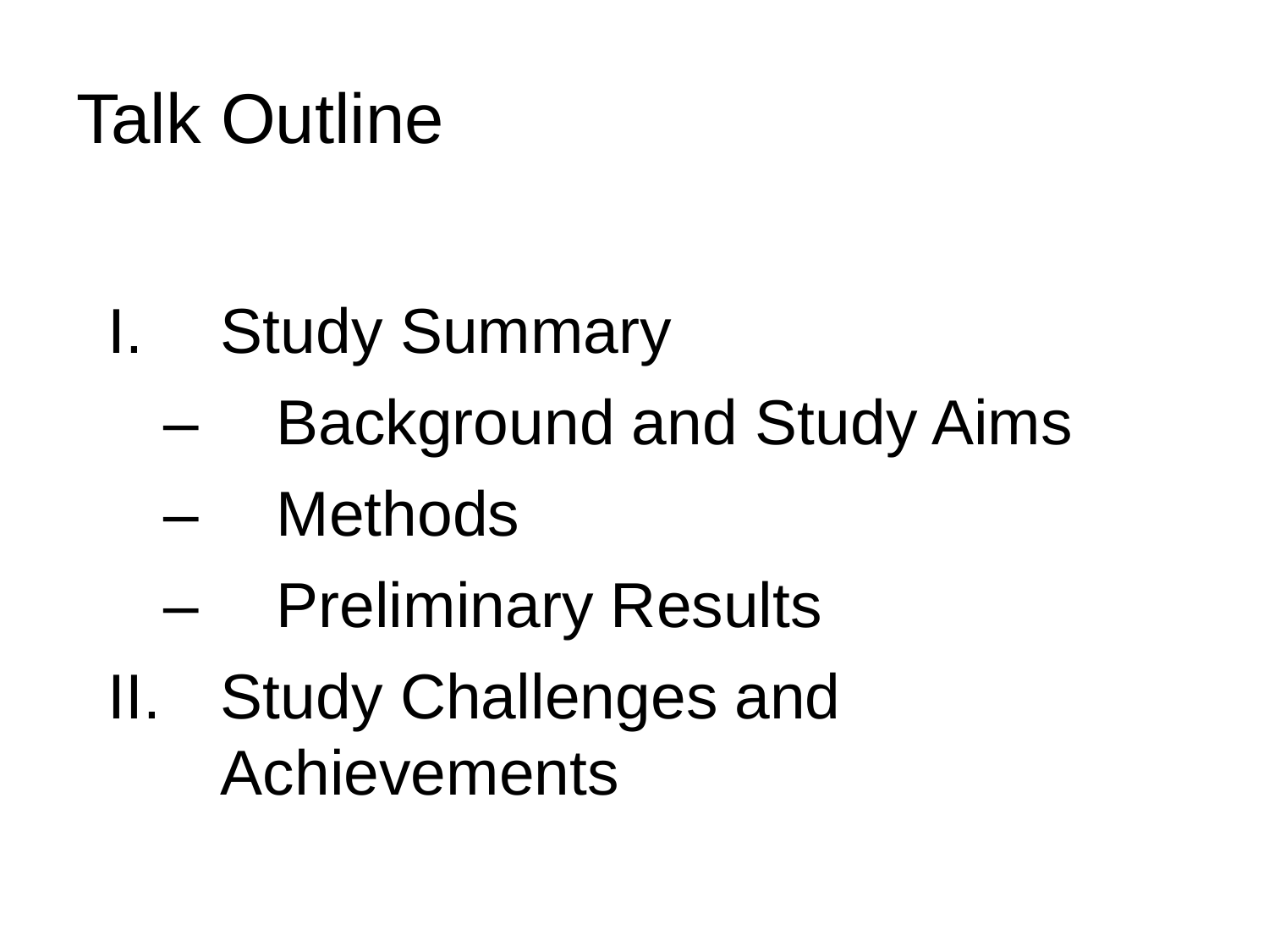# Talk Outline

I. Study Summary
   - Background and Study Aims
   - Methods
   - Preliminary Results

II. Study Challenges and Achievements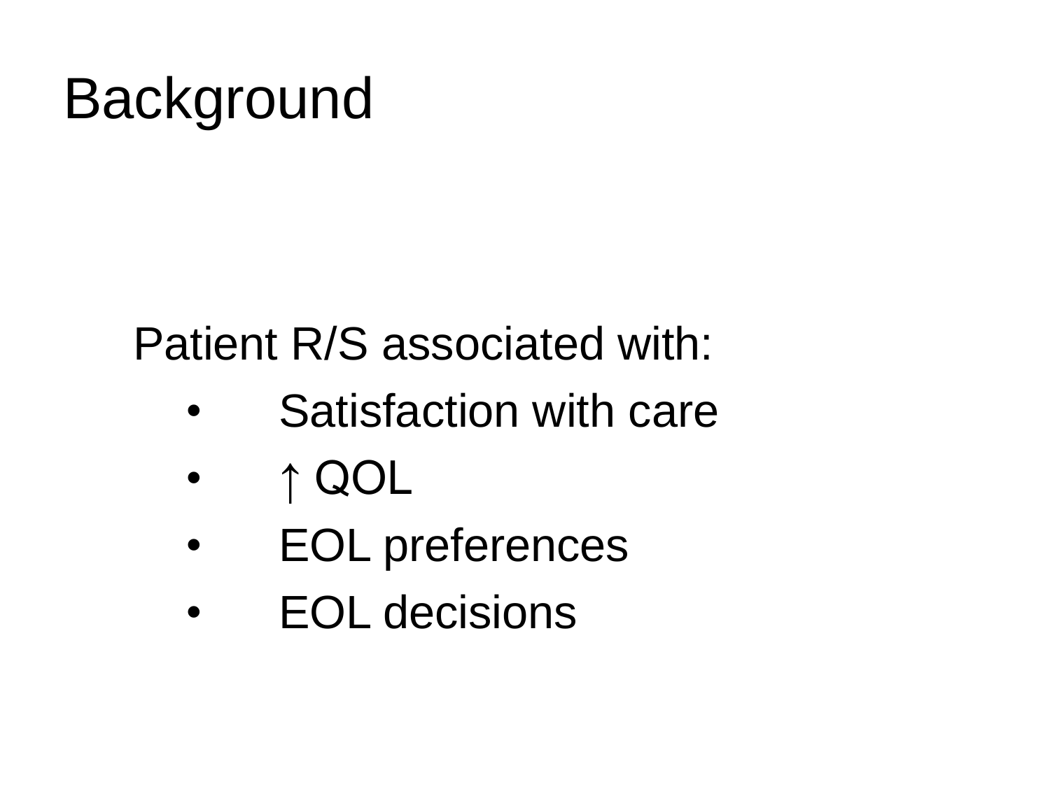# Background

Patient R/S associated with:

- Satisfaction with care
- ↑ QOL
- EOL preferences
- EOL decisions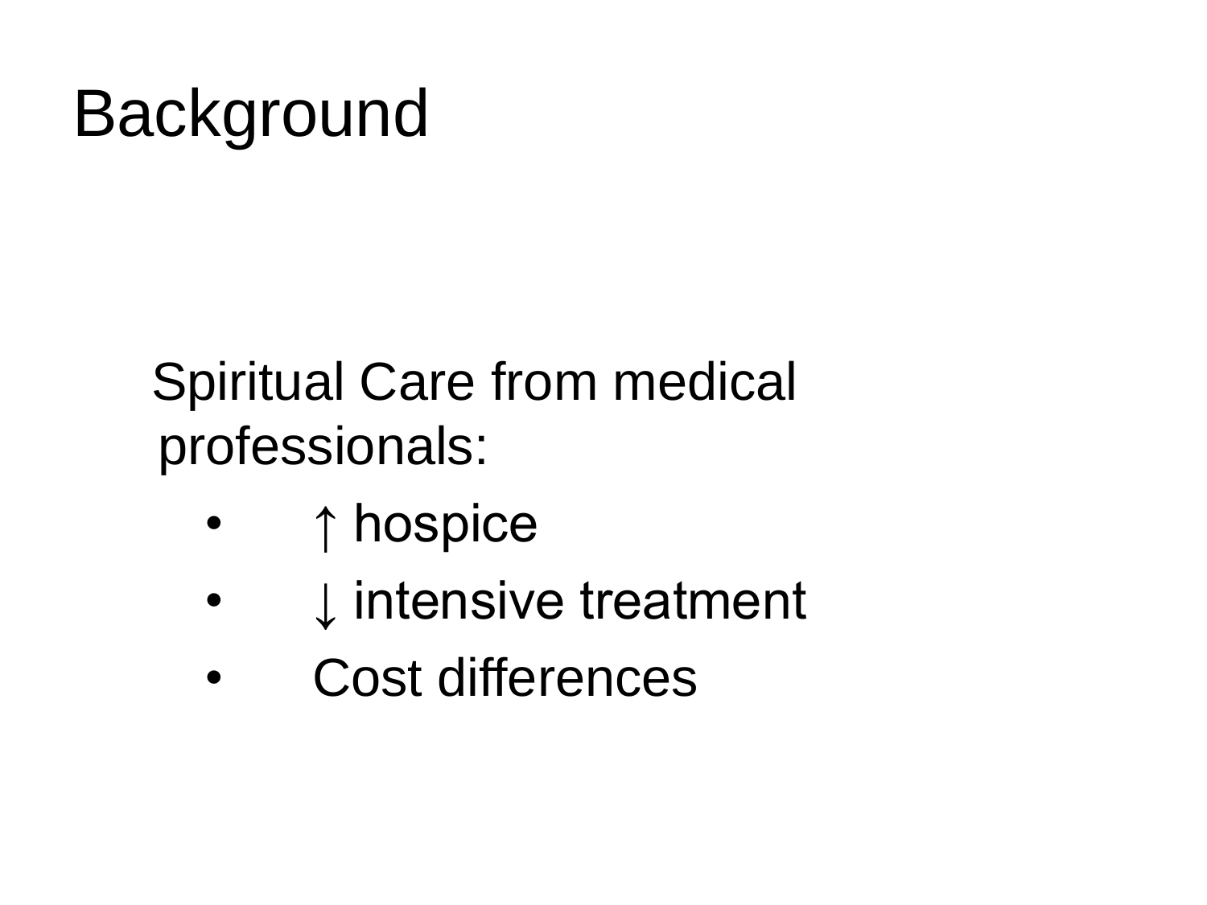# Background

Spiritual Care from medical professionals:

- ↑ hospice
- ↓ intensive treatment
- Cost differences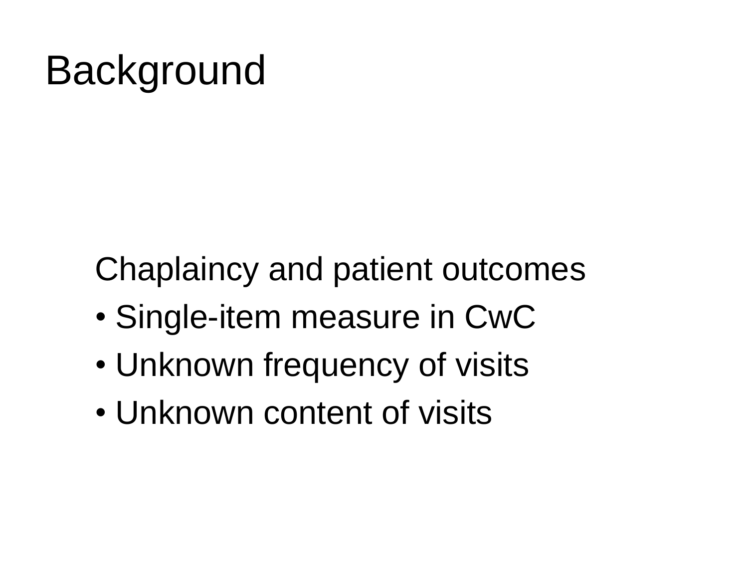# Background

Chaplaincy and patient outcomes

- Single-item measure in CwC
- Unknown frequency of visits
- Unknown content of visits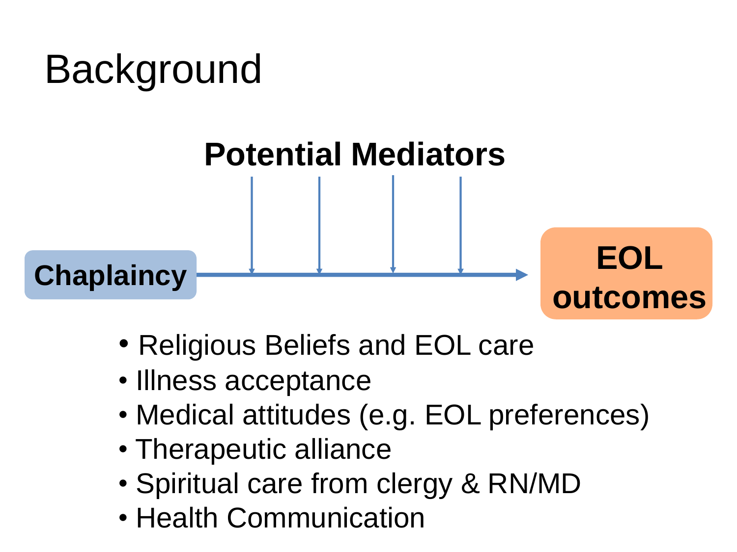# Background

**Potential Mediators**

**Chaplaincy** → **EOL outcomes**

- Religious Beliefs and EOL care
- Illness acceptance
- Medical attitudes (e.g. EOL preferences)
- Therapeutic alliance
- Spiritual care from clergy & RN/MD
- Health Communication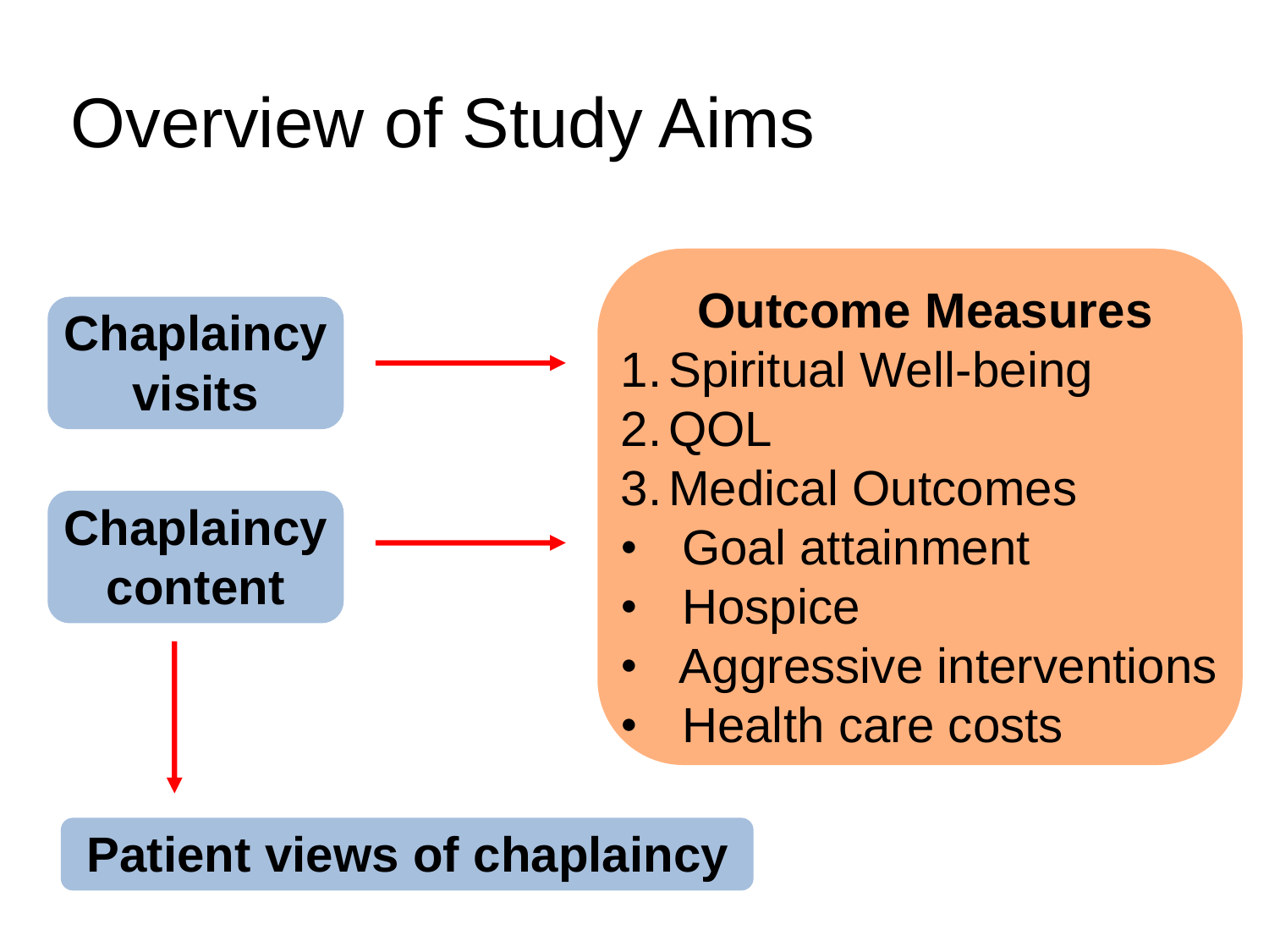# Overview of Study Aims

**Chaplaincy visits**

**Chaplaincy content**

**Outcome Measures**

1. Spiritual Well-being
2. QOL
3. Medical Outcomes

- Goal attainment
- Hospice
- Aggressive interventions
- Health care costs

**Patient views of chaplaincy**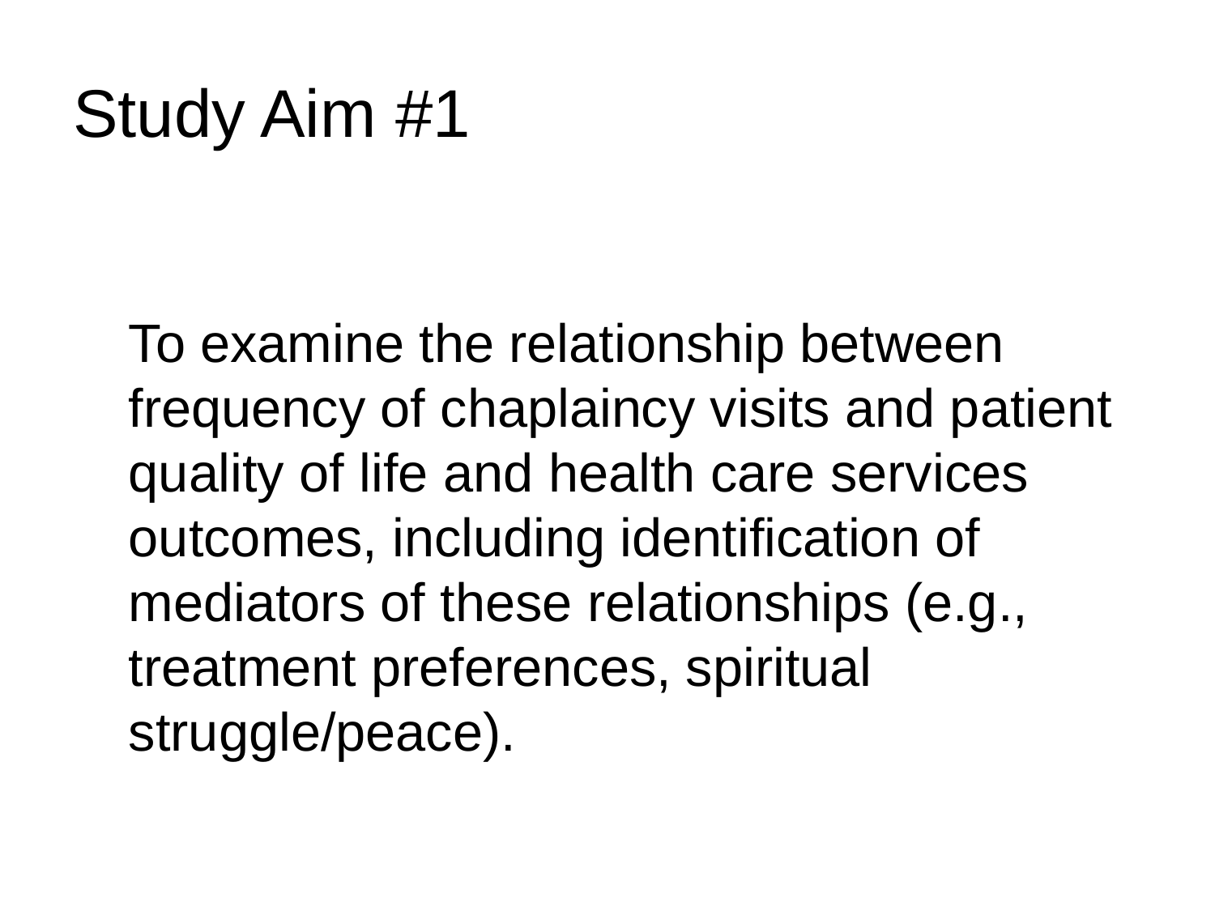# Study Aim #1

To examine the relationship between frequency of chaplaincy visits and patient quality of life and health care services outcomes, including identification of mediators of these relationships (e.g., treatment preferences, spiritual struggle/peace).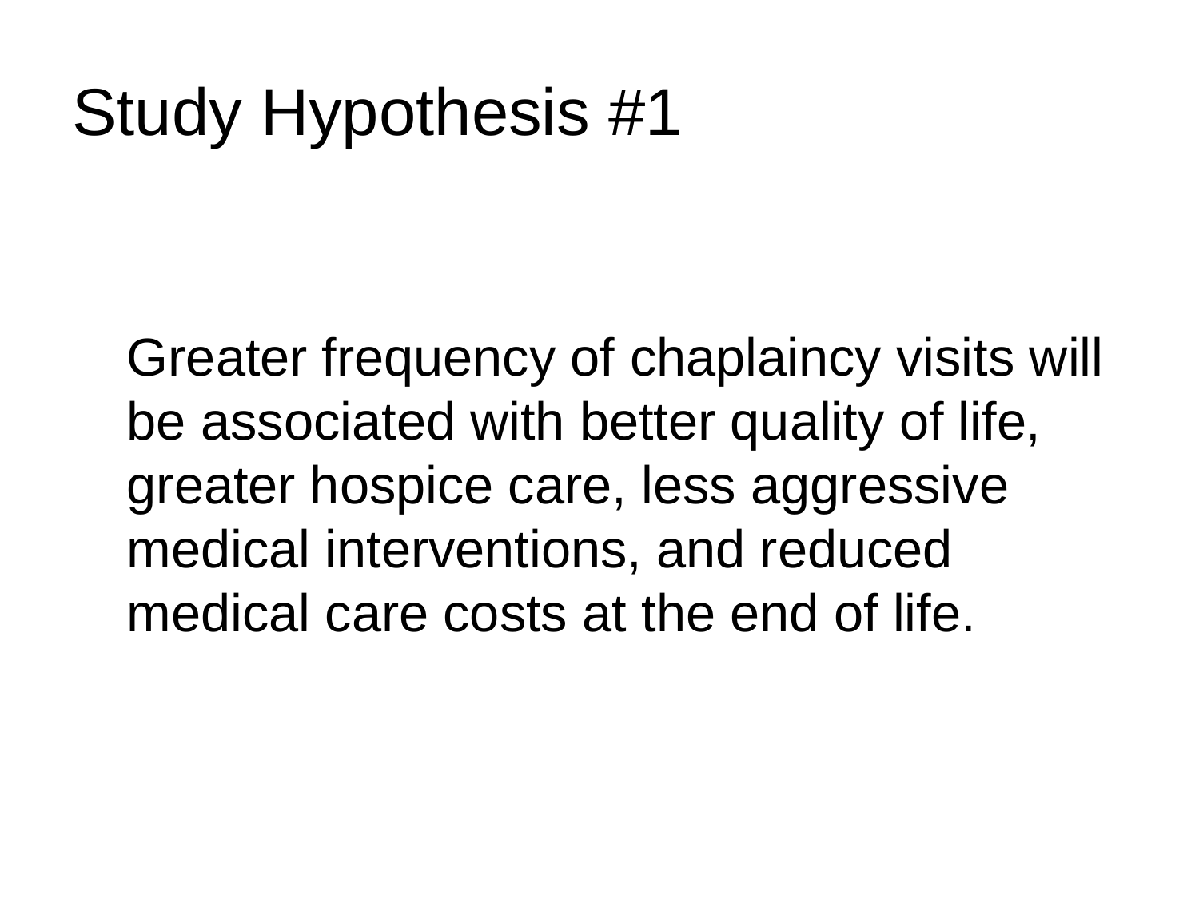# Study Hypothesis #1

Greater frequency of chaplaincy visits will be associated with better quality of life, greater hospice care, less aggressive medical interventions, and reduced medical care costs at the end of life.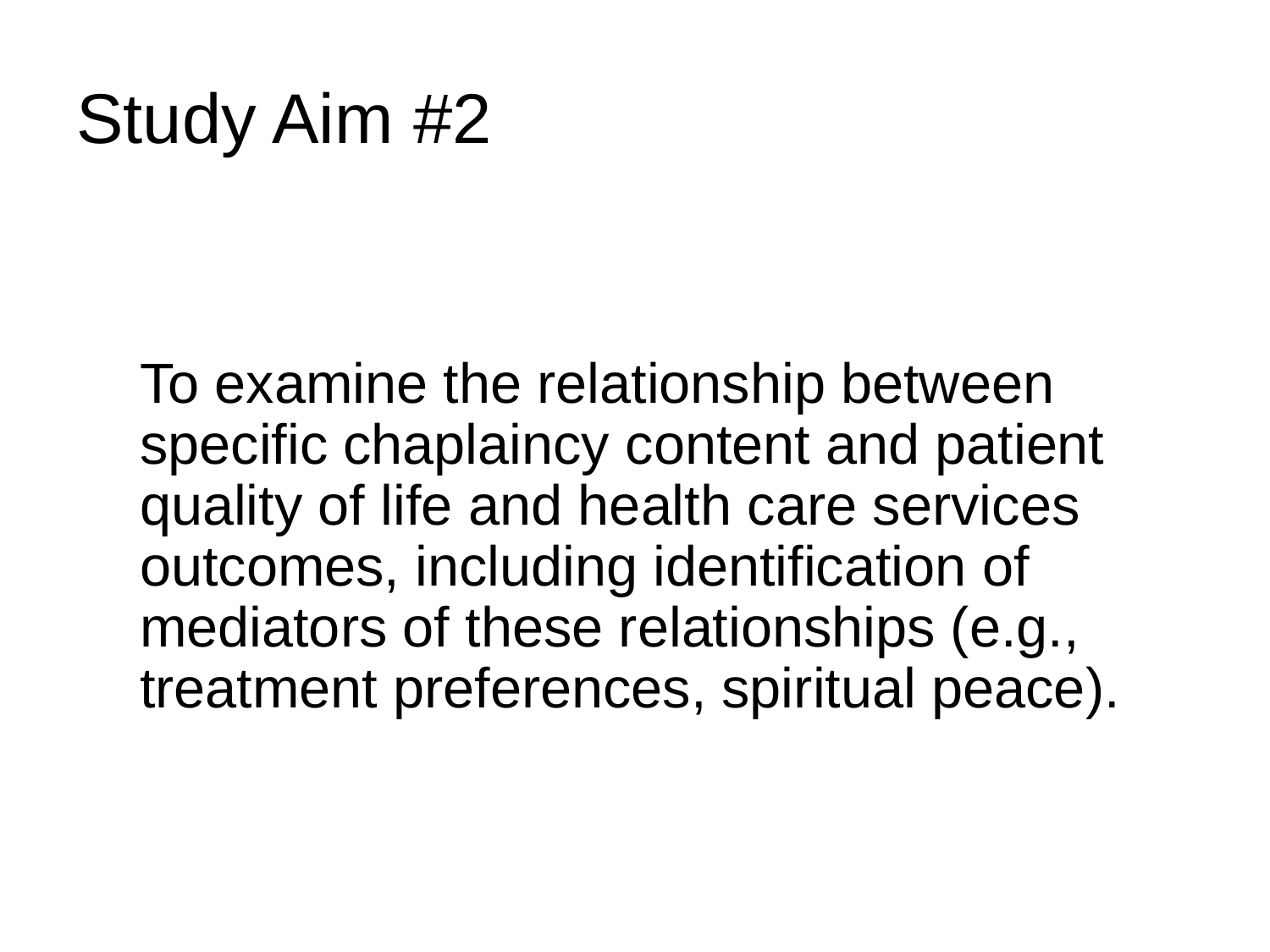# Study Aim #2

To examine the relationship between specific chaplaincy content and patient quality of life and health care services outcomes, including identification of mediators of these relationships (e.g., treatment preferences, spiritual peace).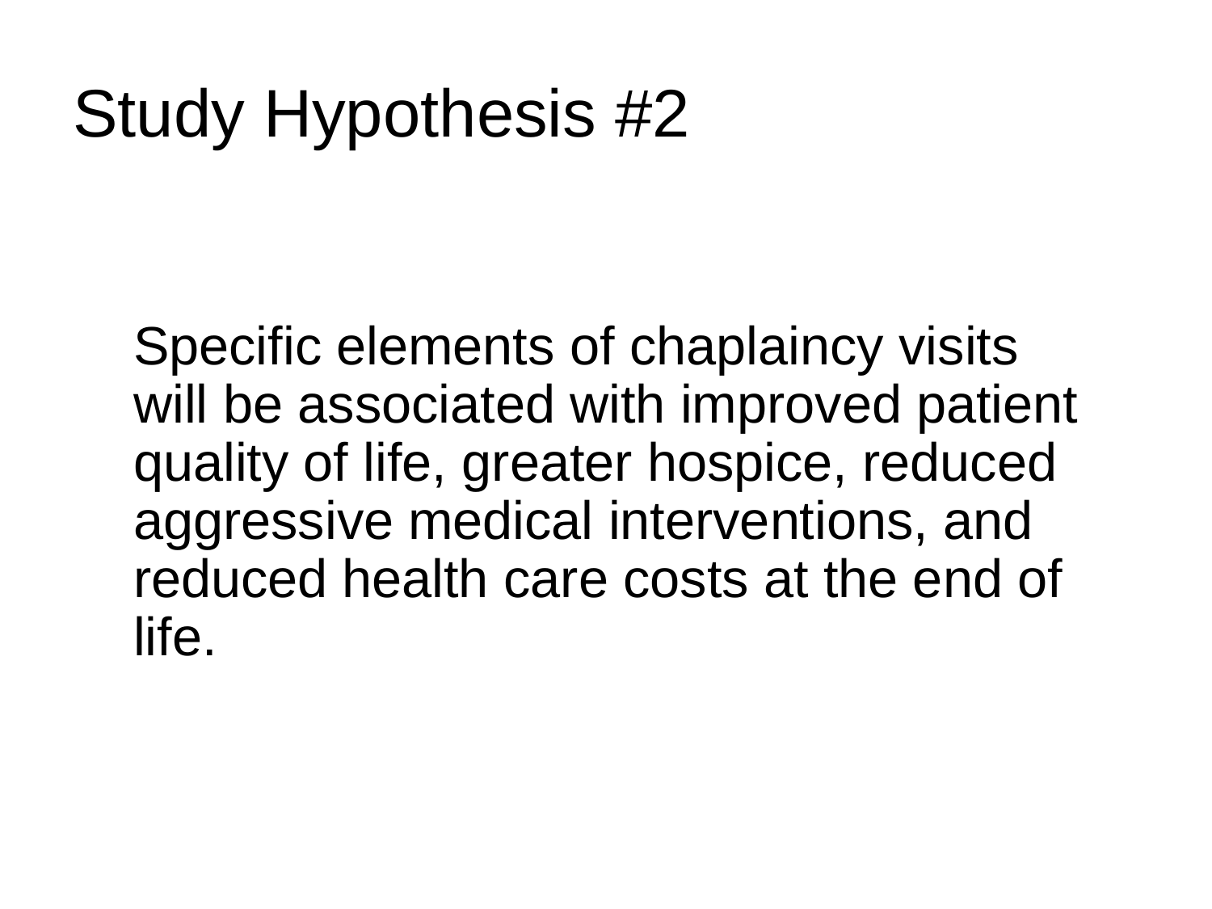# Study Hypothesis #2

Specific elements of chaplaincy visits will be associated with improved patient quality of life, greater hospice, reduced aggressive medical interventions, and reduced health care costs at the end of life.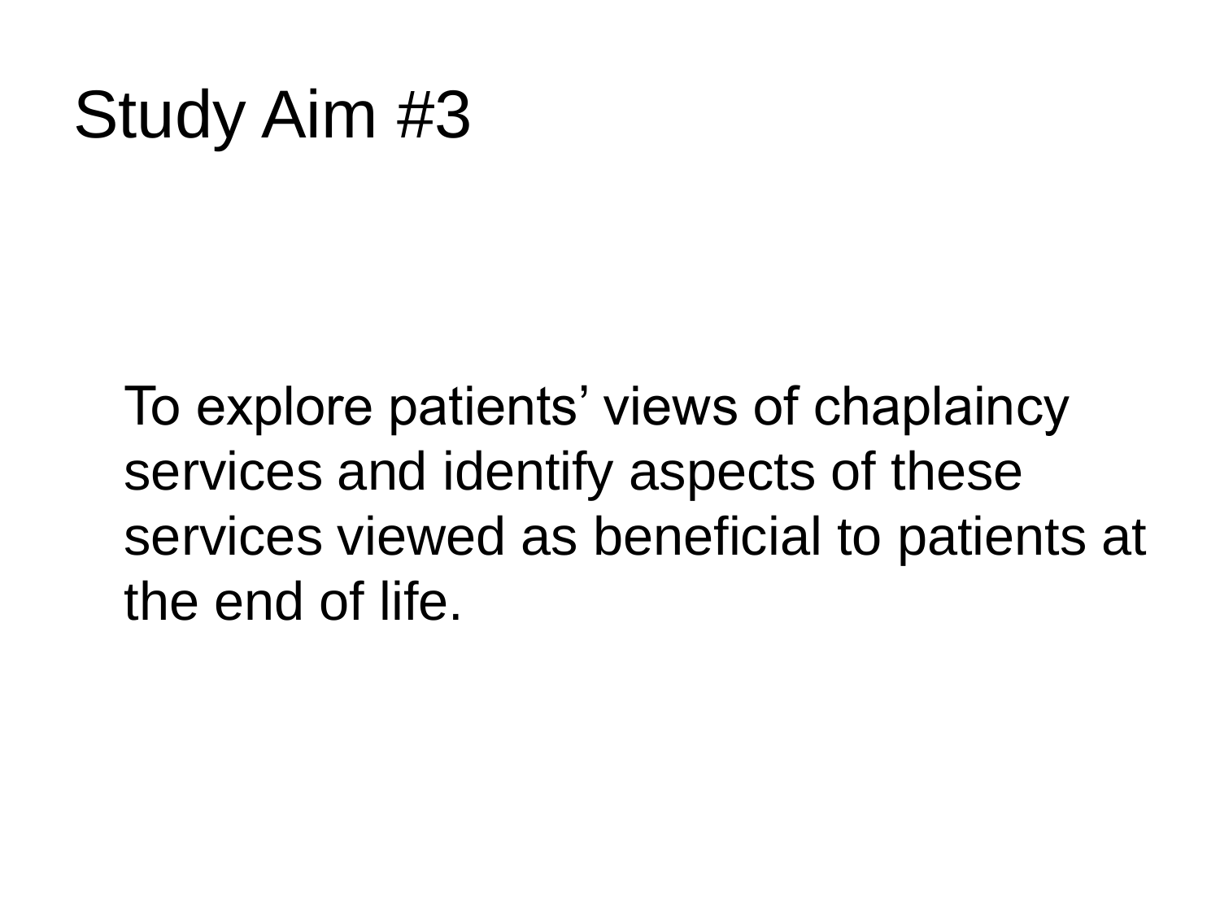# Study Aim #3

To explore patients' views of chaplaincy services and identify aspects of these services viewed as beneficial to patients at the end of life.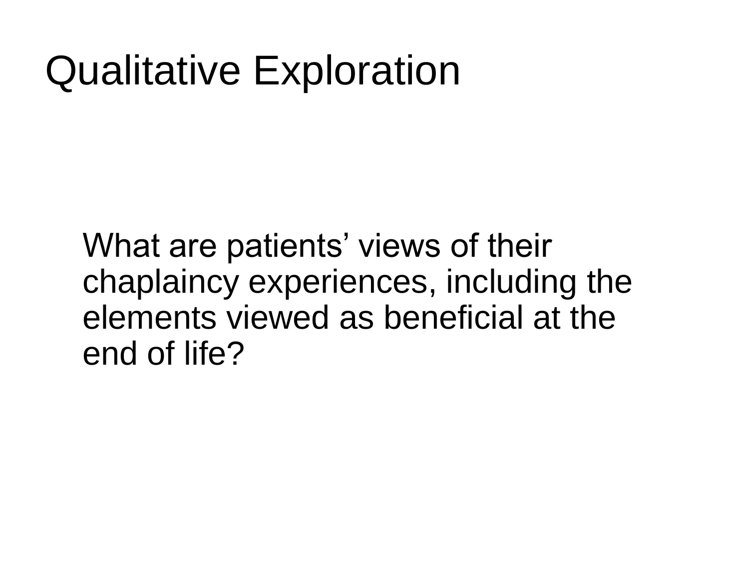# Qualitative Exploration

What are patients' views of their chaplaincy experiences, including the elements viewed as beneficial at the end of life?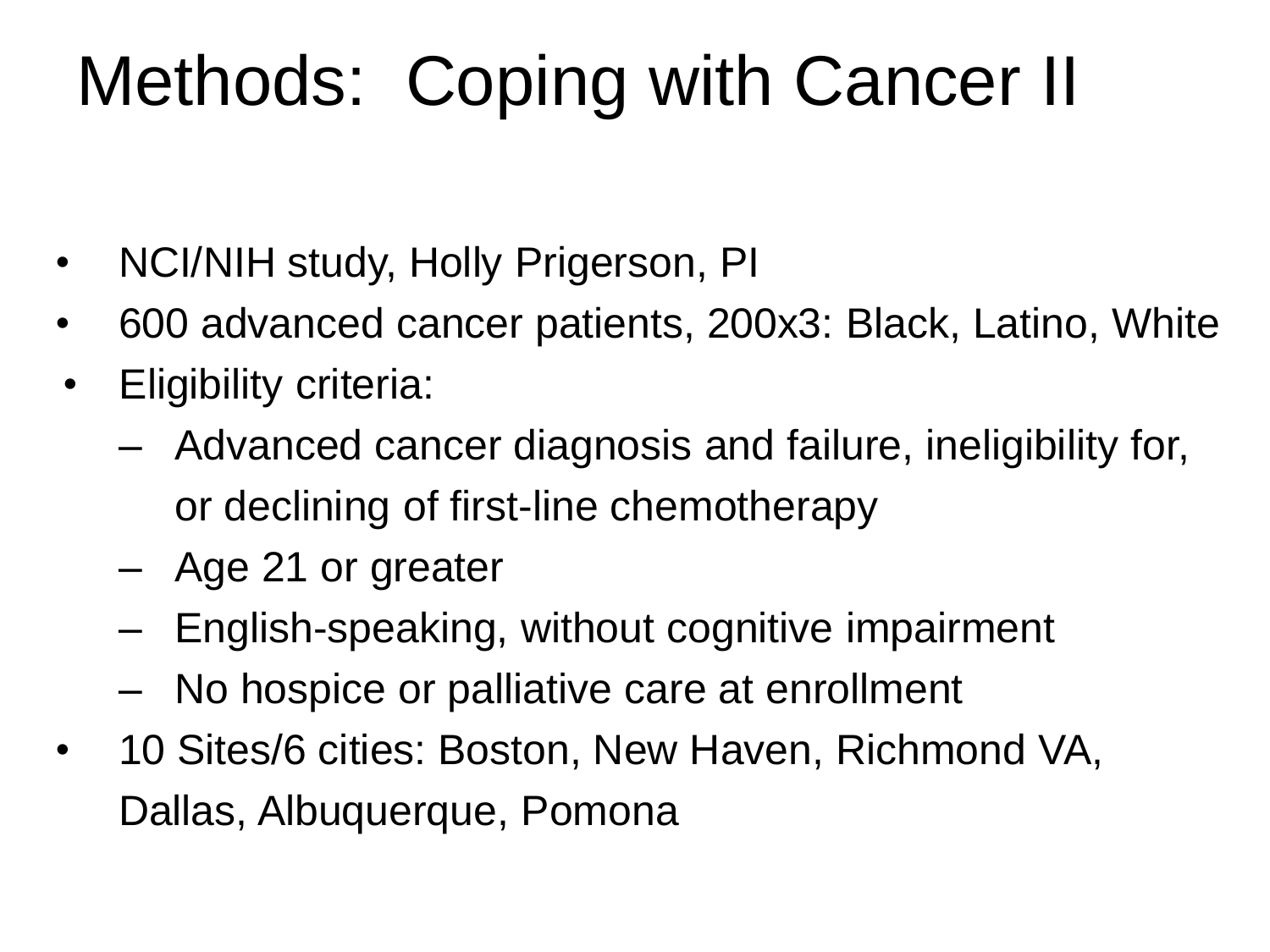# Methods: Coping with Cancer II

- NCI/NIH study, Holly Prigerson, PI
- 600 advanced cancer patients, 200x3: Black, Latino, White
- Eligibility criteria:
  - Advanced cancer diagnosis and failure, ineligibility for, or declining of first-line chemotherapy
  - Age 21 or greater
  - English-speaking, without cognitive impairment
  - No hospice or palliative care at enrollment
- 10 Sites/6 cities: Boston, New Haven, Richmond VA, Dallas, Albuquerque, Pomona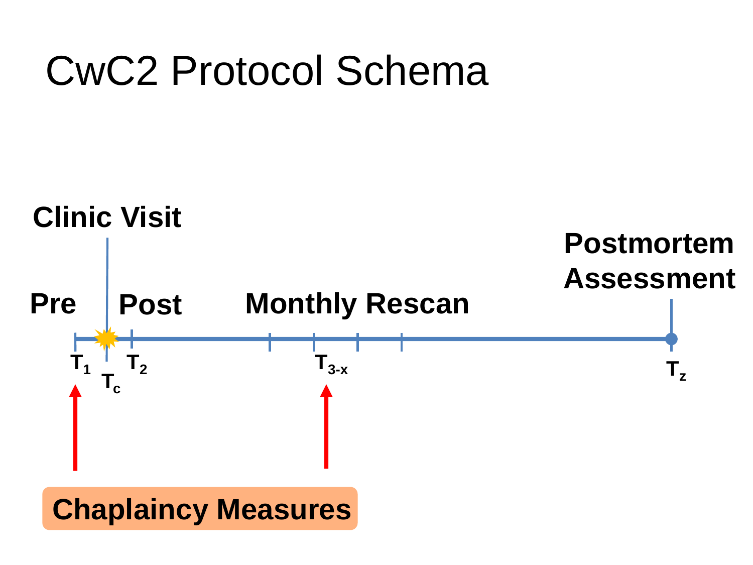# CwC2 Protocol Schema

Clinic Visit

Pre — Post — Monthly Rescan — Postmortem Assessment

$T_1$ — $T_c$ — $T_2$ — $T_{3\text{-}x}$ — $T_z$

Chaplaincy Measures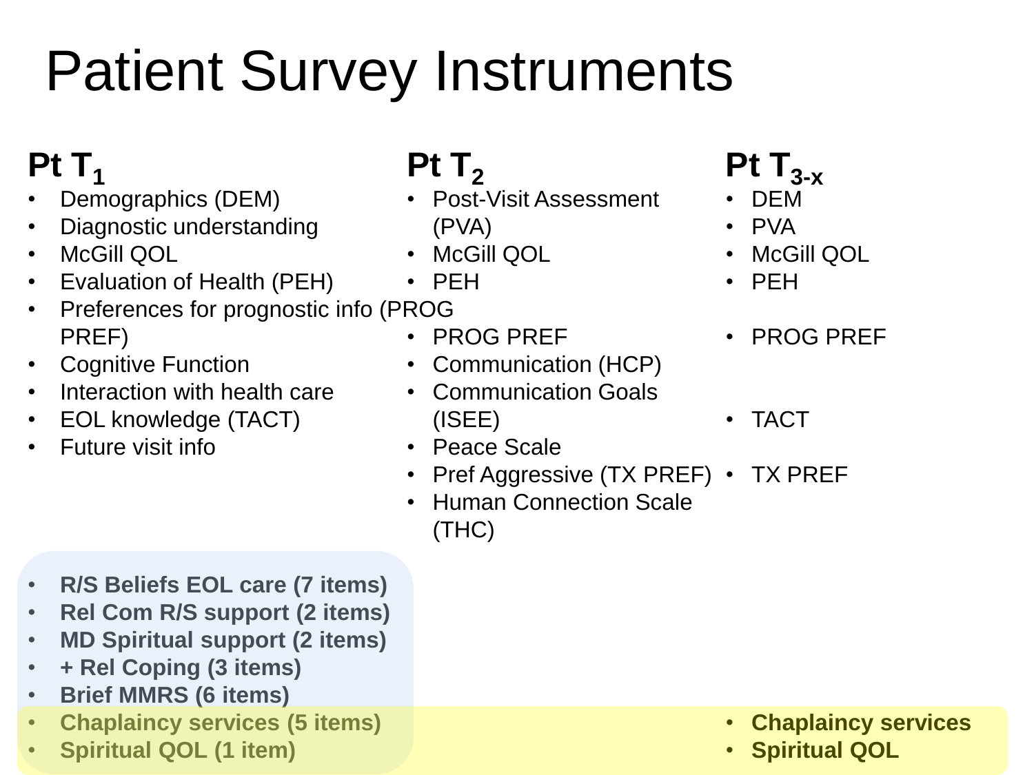# Patient Survey Instruments

## Pt $T_1$

- Demographics (DEM)
- Diagnostic understanding
- McGill QOL
- Evaluation of Health (PEH)
- Preferences for prognostic info (PROG PREF)
- Cognitive Function
- Interaction with health care
- EOL knowledge (TACT)
- Future visit info

- **R/S Beliefs EOL care (7 items)**
- **Rel Com R/S support (2 items)**
- **MD Spiritual support (2 items)**
- **+ Rel Coping (3 items)**
- **Brief MMRS (6 items)**
- **Chaplaincy services (5 items)**
- **Spiritual QOL (1 item)**

## Pt $T_2$

- Post-Visit Assessment (PVA)
- McGill QOL
- PEH
- PROG PREF
- Communication (HCP)
- Communication Goals (ISEE)
- Peace Scale
- Pref Aggressive (TX PREF)
- Human Connection Scale (THC)

## Pt $T_{3\text{-}x}$

- DEM
- PVA
- McGill QOL
- PEH
- PROG PREF
- TACT
- TX PREF
- **Chaplaincy services**
- **Spiritual QOL**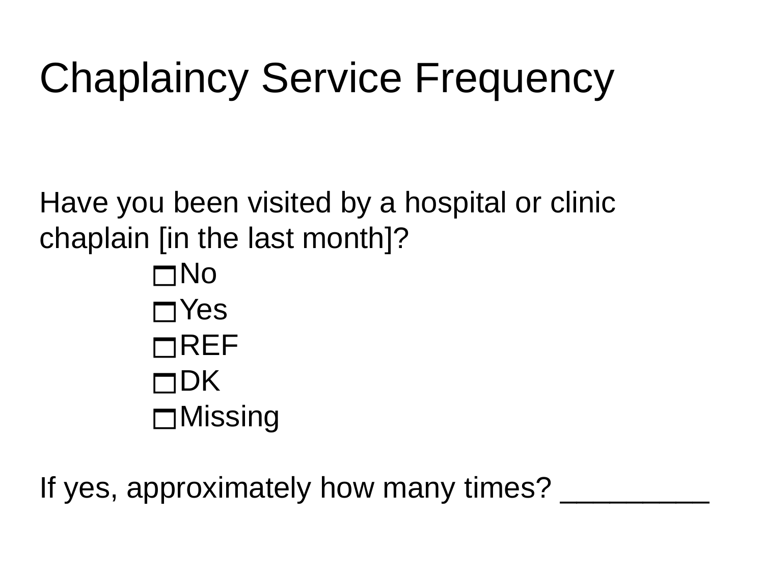# Chaplaincy Service Frequency

Have you been visited by a hospital or clinic chaplain [in the last month]?

- ☐ No
- ☐ Yes
- ☐ REF
- ☐ DK
- ☐ Missing

If yes, approximately how many times? _________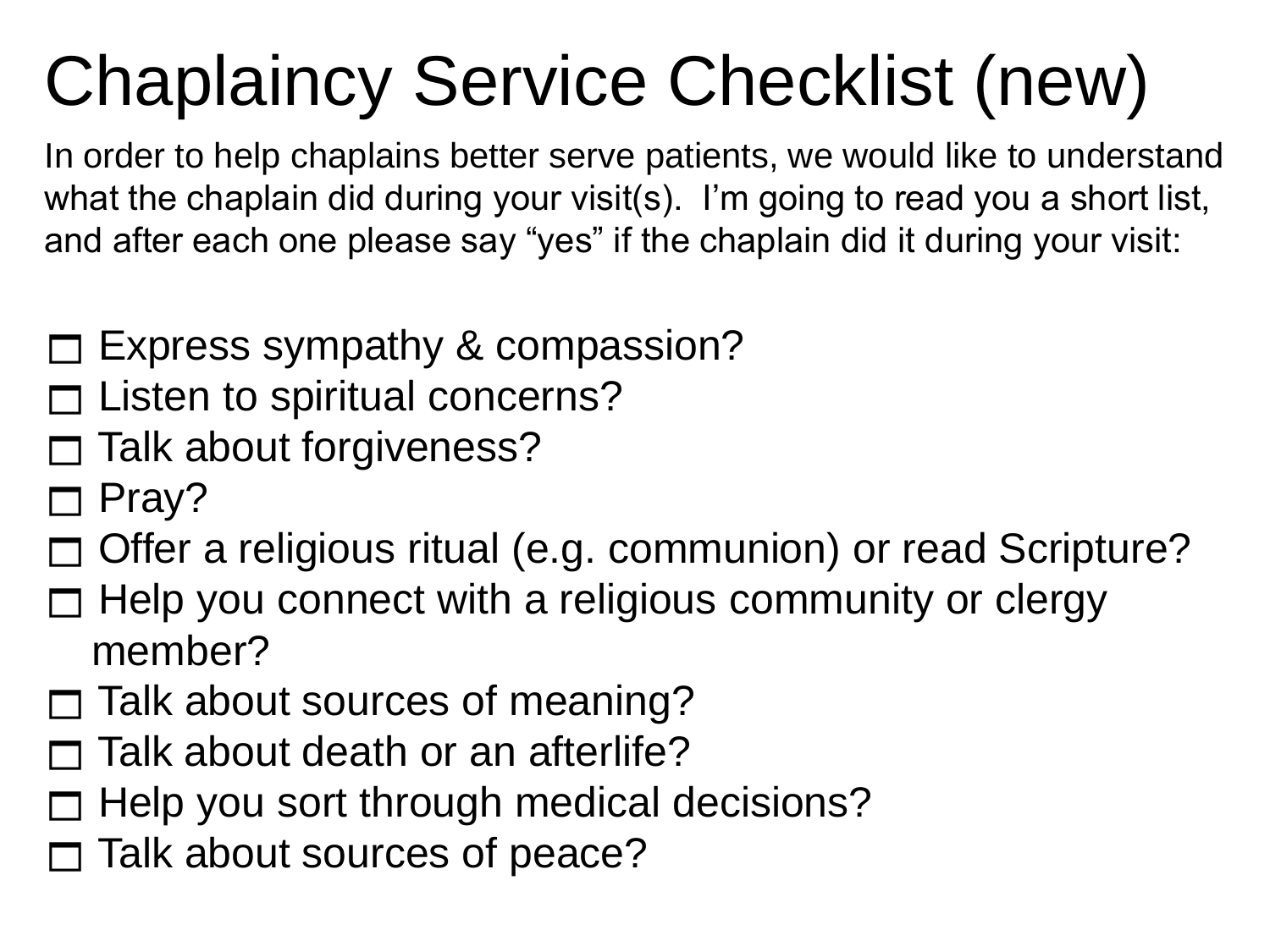# Chaplaincy Service Checklist (new)

In order to help chaplains better serve patients, we would like to understand what the chaplain did during your visit(s). I'm going to read you a short list, and after each one please say "yes" if the chaplain did it during your visit:

- [ ] Express sympathy & compassion?
- [ ] Listen to spiritual concerns?
- [ ] Talk about forgiveness?
- [ ] Pray?
- [ ] Offer a religious ritual (e.g. communion) or read Scripture?
- [ ] Help you connect with a religious community or clergy member?
- [ ] Talk about sources of meaning?
- [ ] Talk about death or an afterlife?
- [ ] Help you sort through medical decisions?
- [ ] Talk about sources of peace?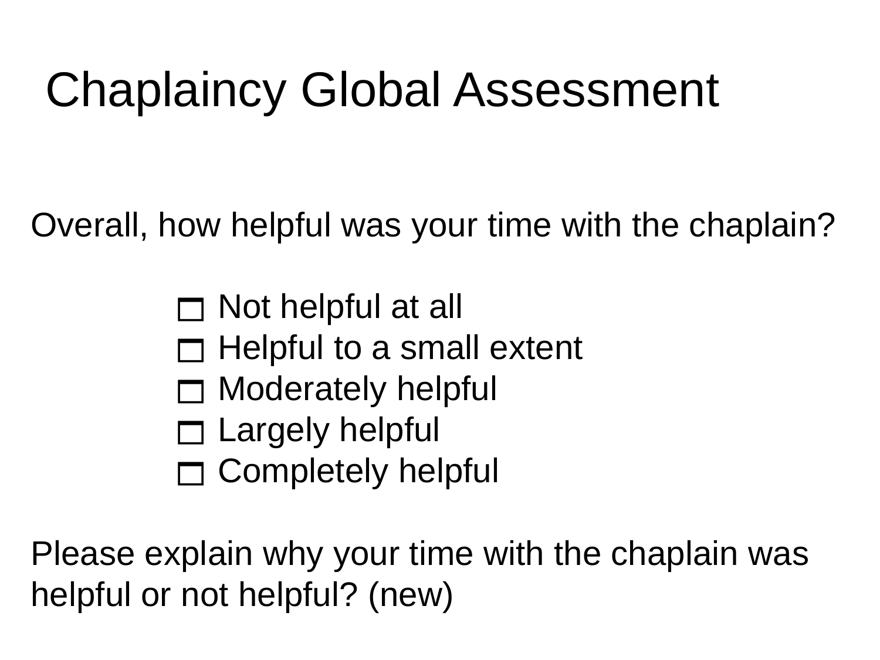# Chaplaincy Global Assessment

Overall, how helpful was your time with the chaplain?

- ☐ Not helpful at all
- ☐ Helpful to a small extent
- ☐ Moderately helpful
- ☐ Largely helpful
- ☐ Completely helpful

Please explain why your time with the chaplain was helpful or not helpful? (new)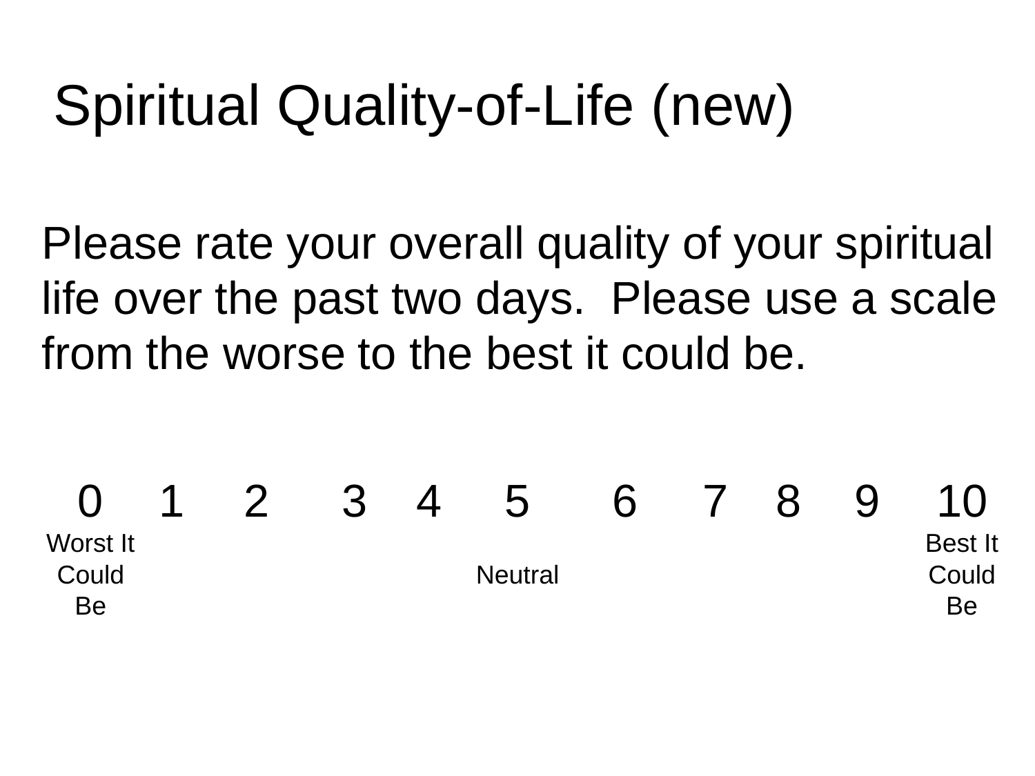# Spiritual Quality-of-Life (new)

Please rate your overall quality of your spiritual life over the past two days. Please use a scale from the worse to the best it could be.

| 0 | 1 | 2 | 3 | 4 | 5 | 6 | 7 | 8 | 9 | 10 |
|---|---|---|---|---|---|---|---|---|---|---|
| Worst It Could Be | | | | | Neutral | | | | | Best It Could Be |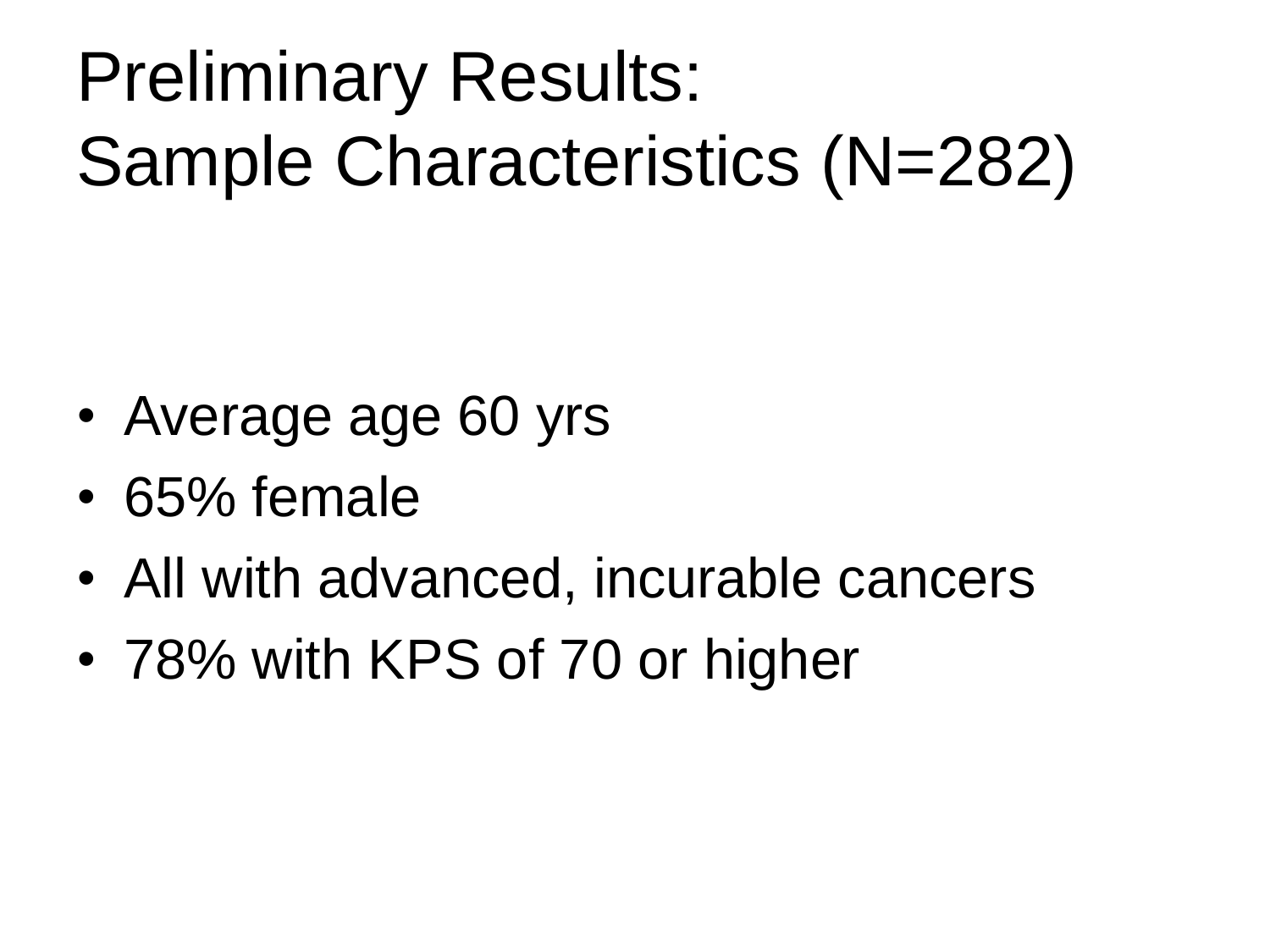# Preliminary Results:
# Sample Characteristics (N=282)

- Average age 60 yrs
- 65% female
- All with advanced, incurable cancers
- 78% with KPS of 70 or higher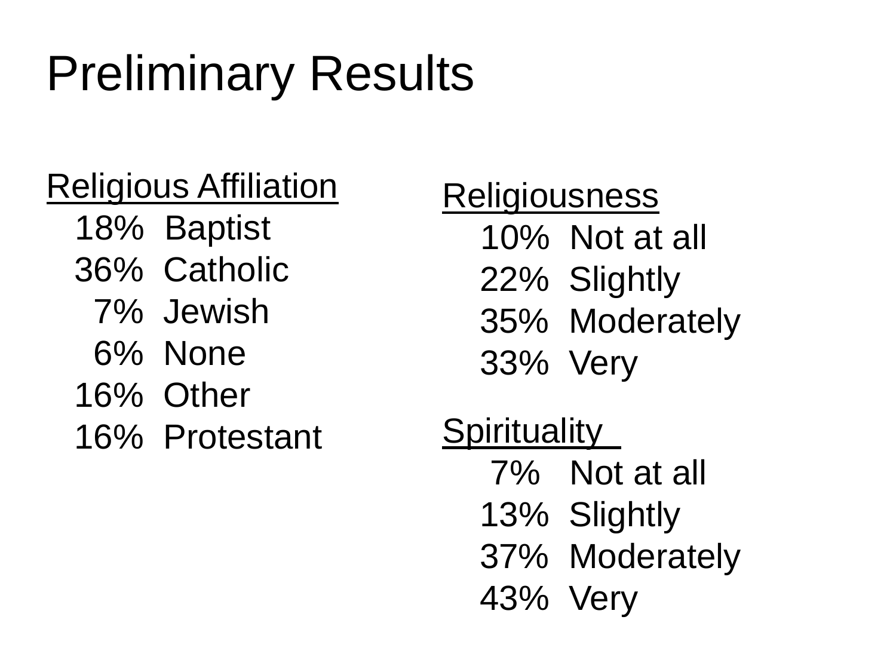# Preliminary Results

Religious Affiliation

- 18% Baptist
- 36% Catholic
- 7% Jewish
- 6% None
- 16% Other
- 16% Protestant

Religiousness

- 10% Not at all
- 22% Slightly
- 35% Moderately
- 33% Very

Spirituality

- 7% Not at all
- 13% Slightly
- 37% Moderately
- 43% Very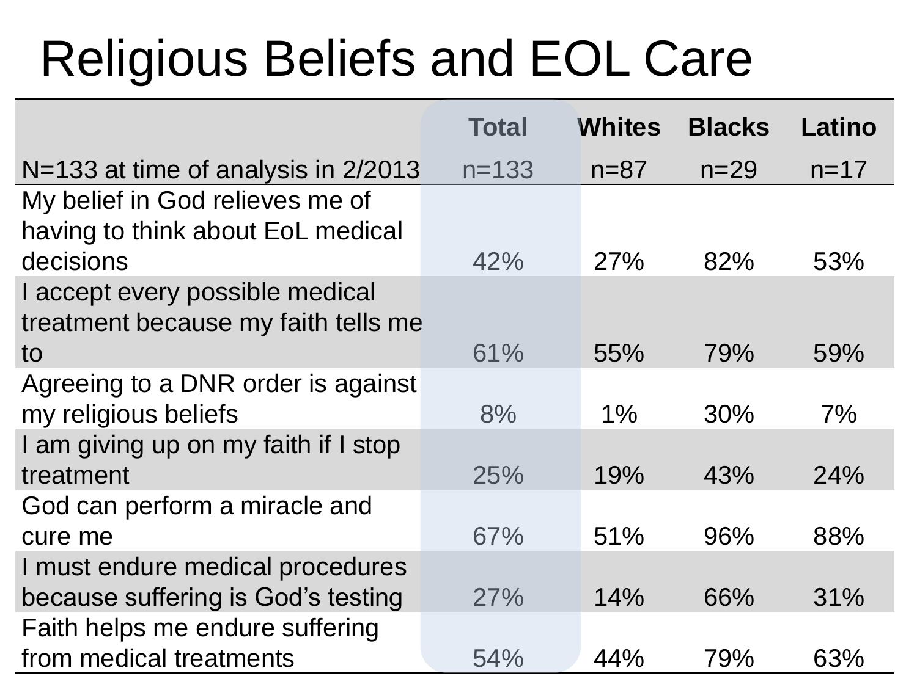# Religious Beliefs and EOL Care

| N=133 at time of analysis in 2/2013 | Total<br>n=133 | Whites<br>n=87 | Blacks<br>n=29 | Latino<br>n=17 |
|---|---|---|---|---|
| My belief in God relieves me of having to think about EoL medical decisions | 42% | 27% | 82% | 53% |
| I accept every possible medical treatment because my faith tells me to | 61% | 55% | 79% | 59% |
| Agreeing to a DNR order is against my religious beliefs | 8% | 1% | 30% | 7% |
| I am giving up on my faith if I stop treatment | 25% | 19% | 43% | 24% |
| God can perform a miracle and cure me | 67% | 51% | 96% | 88% |
| I must endure medical procedures because suffering is God's testing | 27% | 14% | 66% | 31% |
| Faith helps me endure suffering from medical treatments | 54% | 44% | 79% | 63% |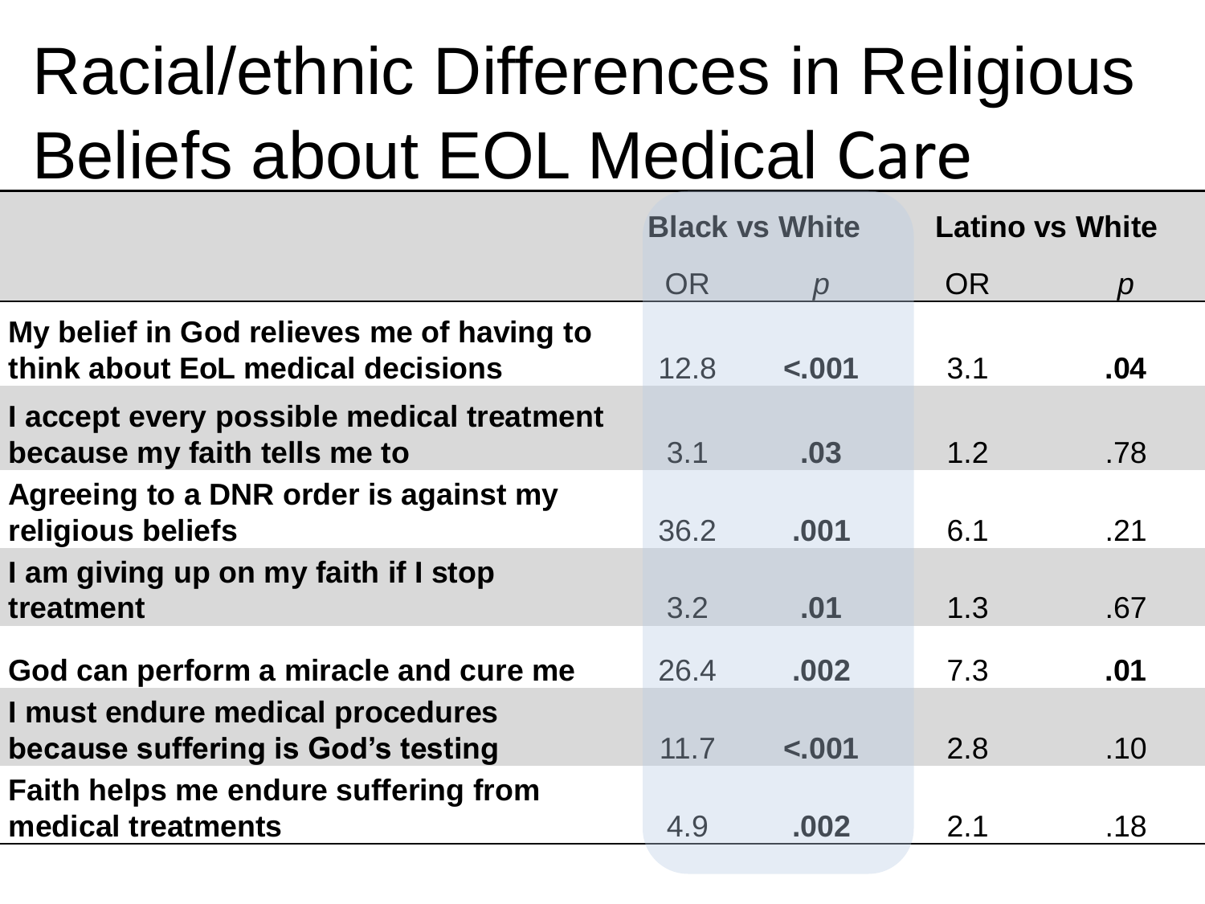# Racial/ethnic Differences in Religious Beliefs about EOL Medical Care

| | Black vs White | | Latino vs White | |
|---|---|---|---|---|
| | OR | *p* | OR | *p* |
| **My belief in God relieves me of having to think about EoL medical decisions** | 12.8 | **<.001** | 3.1 | **.04** |
| **I accept every possible medical treatment because my faith tells me to** | 3.1 | **.03** | 1.2 | .78 |
| **Agreeing to a DNR order is against my religious beliefs** | 36.2 | **.001** | 6.1 | .21 |
| **I am giving up on my faith if I stop treatment** | 3.2 | **.01** | 1.3 | .67 |
| **God can perform a miracle and cure me** | 26.4 | **.002** | 7.3 | **.01** |
| **I must endure medical procedures because suffering is God's testing** | 11.7 | **<.001** | 2.8 | .10 |
| **Faith helps me endure suffering from medical treatments** | 4.9 | **.002** | 2.1 | .18 |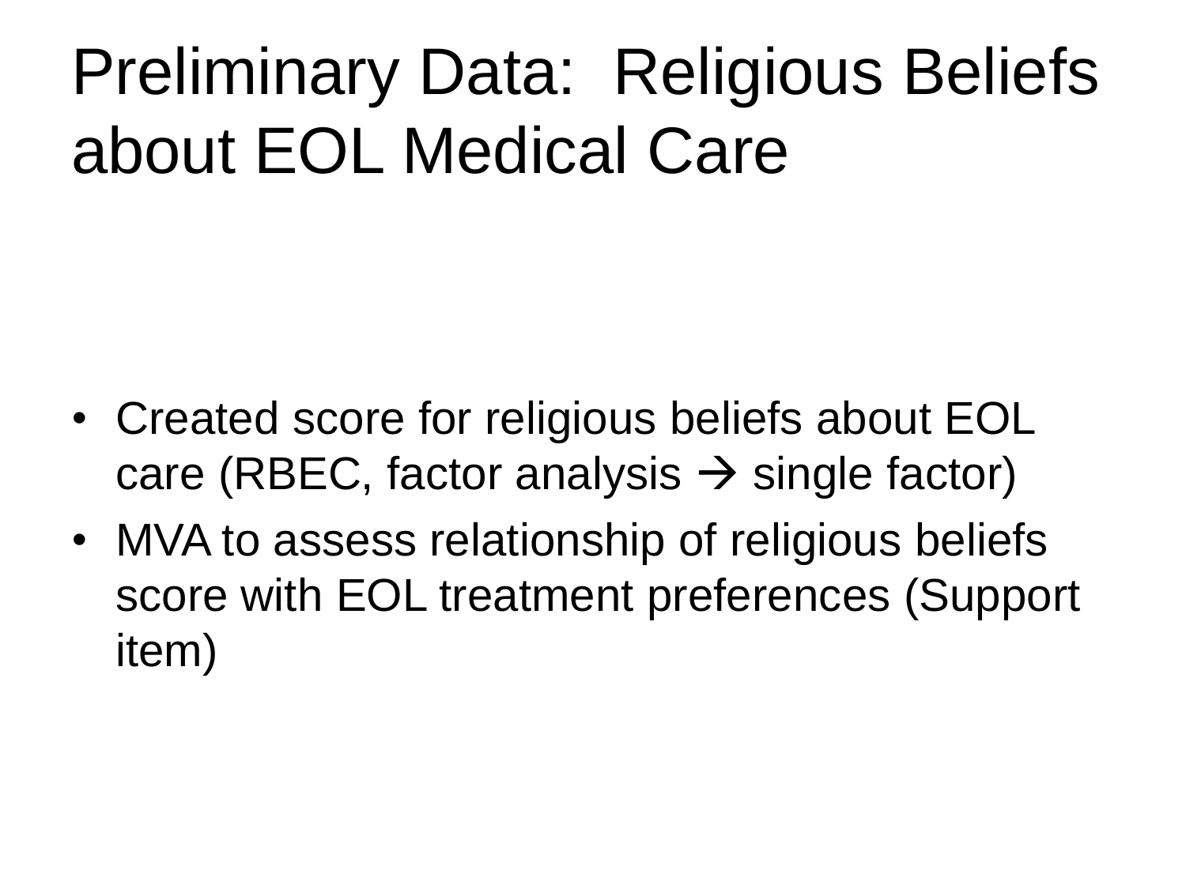# Preliminary Data: Religious Beliefs about EOL Medical Care

- Created score for religious beliefs about EOL care (RBEC, factor analysis → single factor)
- MVA to assess relationship of religious beliefs score with EOL treatment preferences (Support item)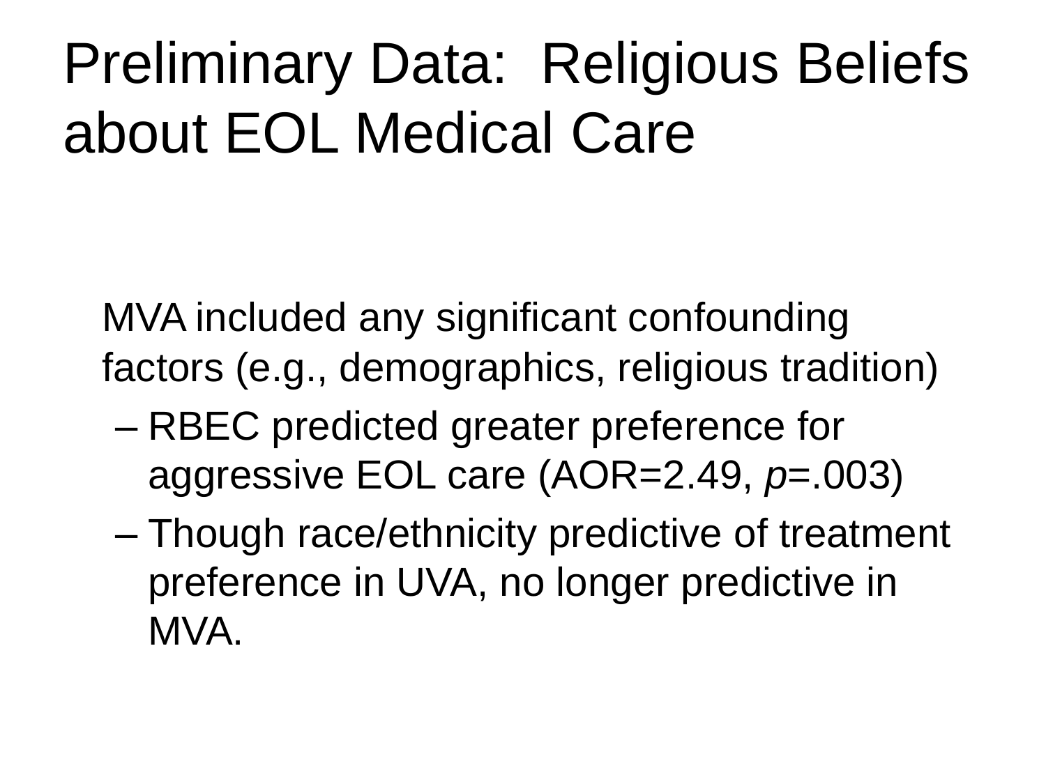# Preliminary Data: Religious Beliefs about EOL Medical Care

MVA included any significant confounding factors (e.g., demographics, religious tradition)

- RBEC predicted greater preference for aggressive EOL care (AOR=2.49, *p*=.003)
- Though race/ethnicity predictive of treatment preference in UVA, no longer predictive in MVA.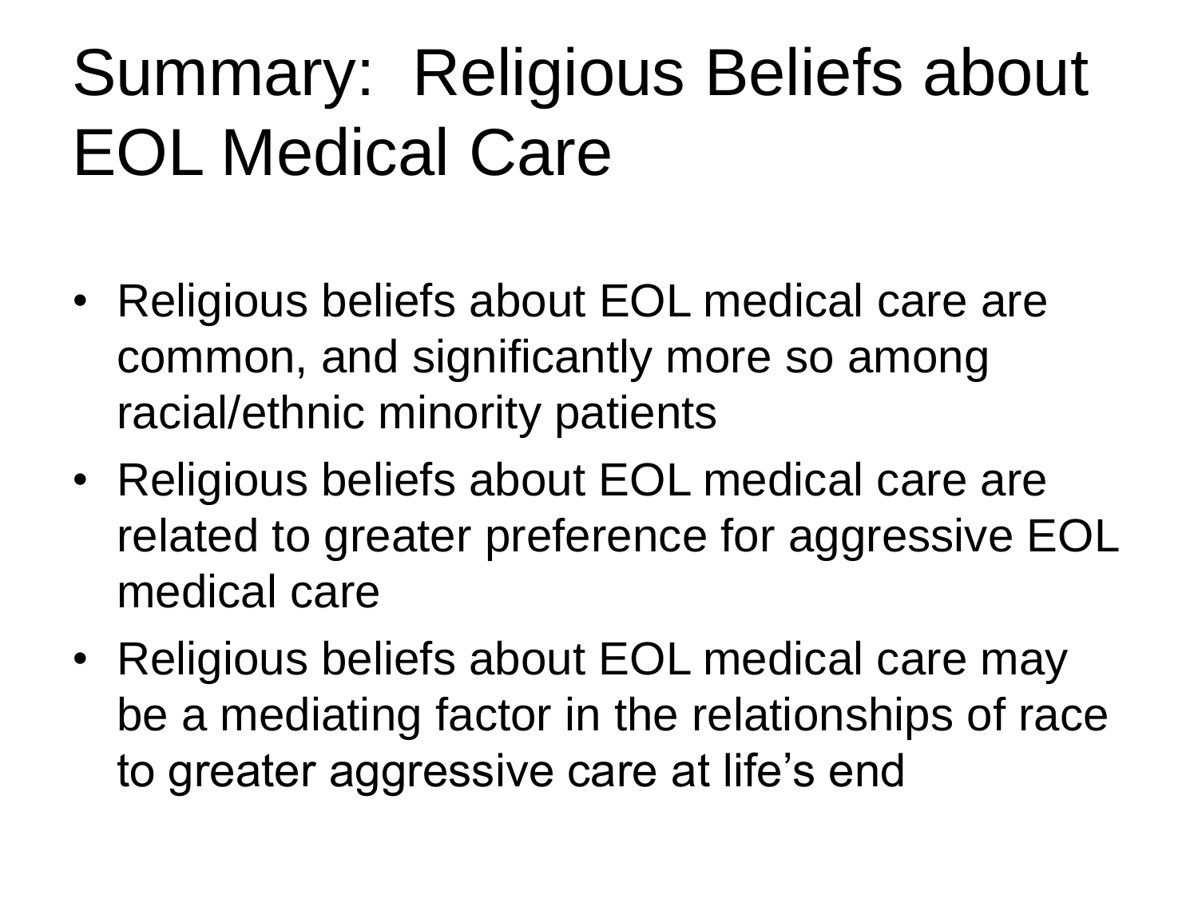# Summary: Religious Beliefs about EOL Medical Care

- Religious beliefs about EOL medical care are common, and significantly more so among racial/ethnic minority patients
- Religious beliefs about EOL medical care are related to greater preference for aggressive EOL medical care
- Religious beliefs about EOL medical care may be a mediating factor in the relationships of race to greater aggressive care at life's end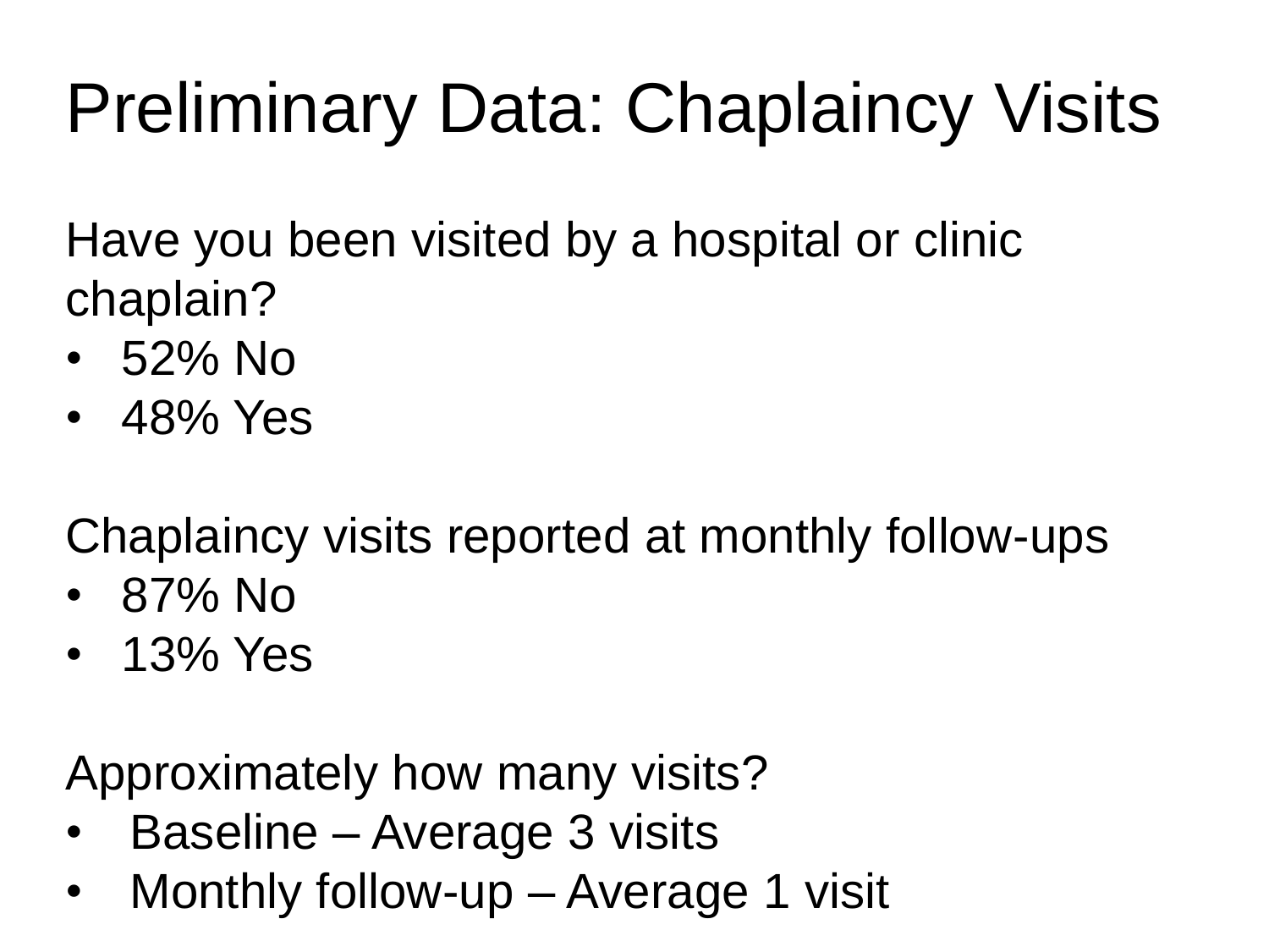# Preliminary Data: Chaplaincy Visits

Have you been visited by a hospital or clinic chaplain?

- 52% No
- 48% Yes

Chaplaincy visits reported at monthly follow-ups

- 87% No
- 13% Yes

Approximately how many visits?

- Baseline – Average 3 visits
- Monthly follow-up – Average 1 visit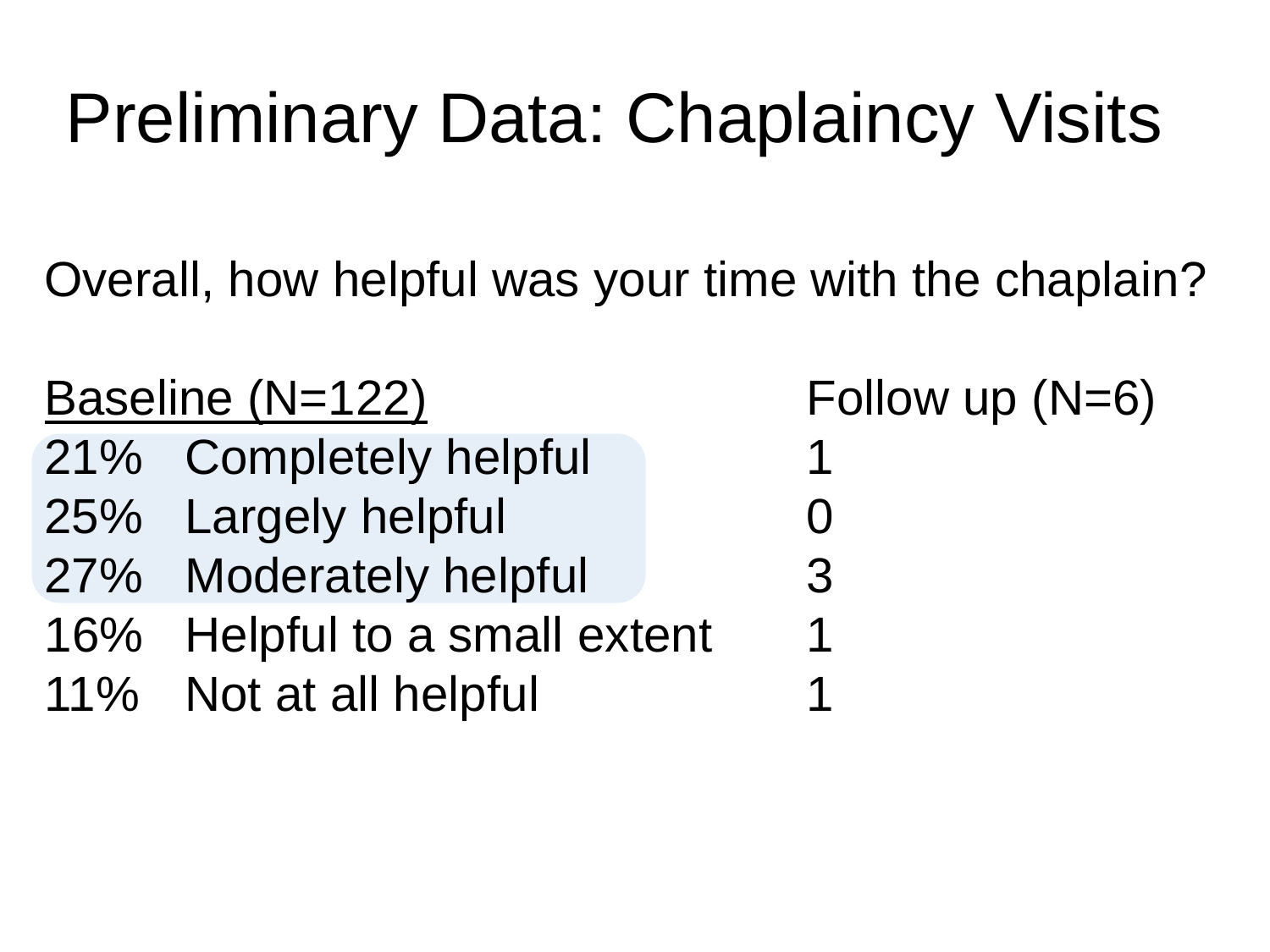# Preliminary Data: Chaplaincy Visits

Overall, how helpful was your time with the chaplain?

| Baseline (N=122) | | Follow up (N=6) |
|---|---|---|
| 21% | Completely helpful | 1 |
| 25% | Largely helpful | 0 |
| 27% | Moderately helpful | 3 |
| 16% | Helpful to a small extent | 1 |
| 11% | Not at all helpful | 1 |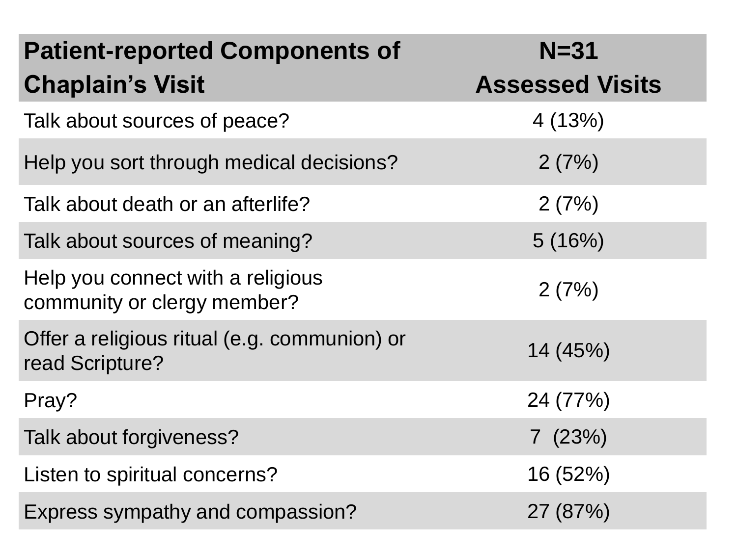| Patient-reported Components of Chaplain's Visit | N=31 Assessed Visits |
|---|---|
| Talk about sources of peace? | 4 (13%) |
| Help you sort through medical decisions? | 2 (7%) |
| Talk about death or an afterlife? | 2 (7%) |
| Talk about sources of meaning? | 5 (16%) |
| Help you connect with a religious community or clergy member? | 2 (7%) |
| Offer a religious ritual (e.g. communion) or read Scripture? | 14 (45%) |
| Pray? | 24 (77%) |
| Talk about forgiveness? | 7 (23%) |
| Listen to spiritual concerns? | 16 (52%) |
| Express sympathy and compassion? | 27 (87%) |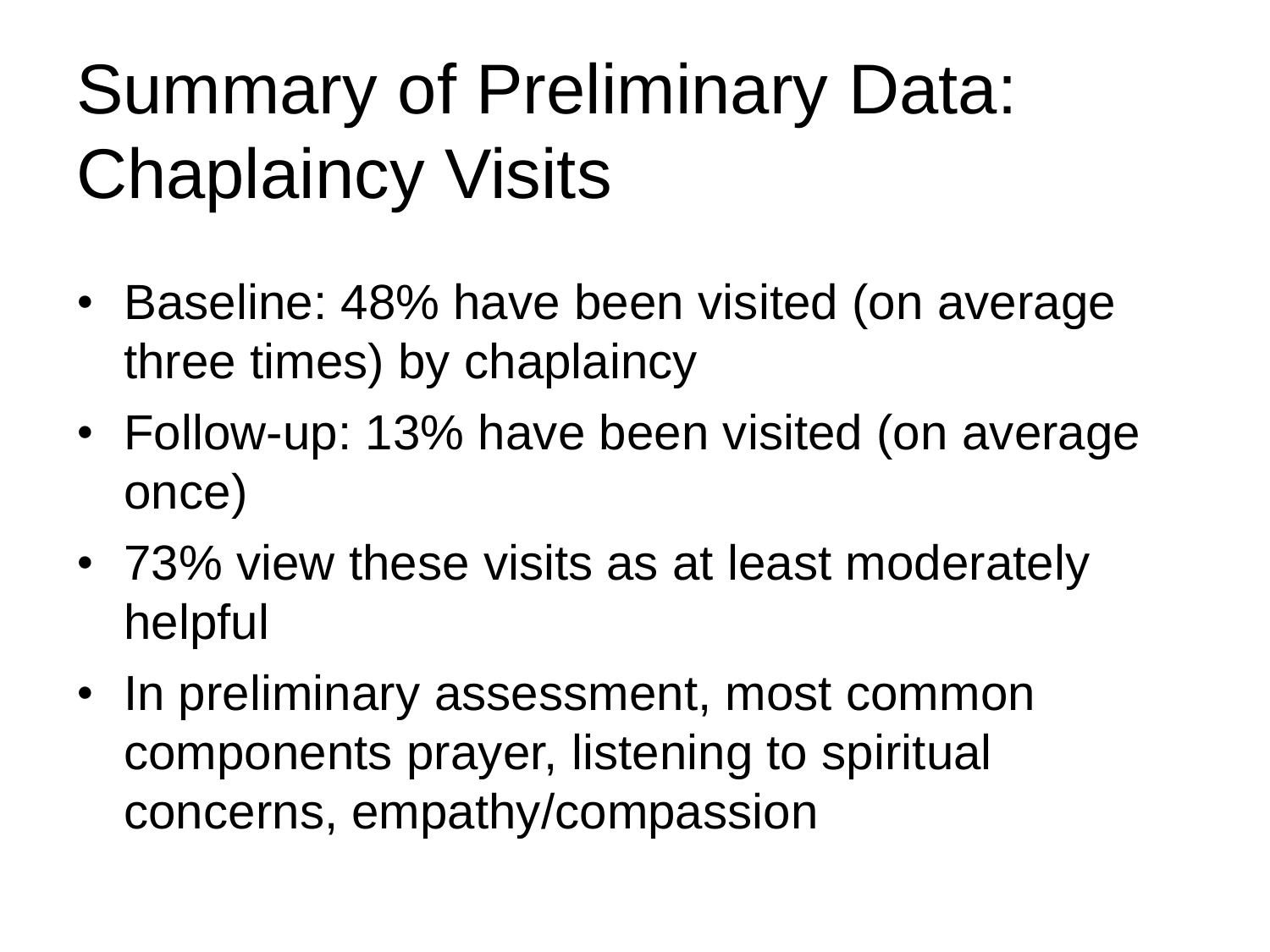# Summary of Preliminary Data: Chaplaincy Visits

- Baseline: 48% have been visited (on average three times) by chaplaincy
- Follow-up: 13% have been visited (on average once)
- 73% view these visits as at least moderately helpful
- In preliminary assessment, most common components prayer, listening to spiritual concerns, empathy/compassion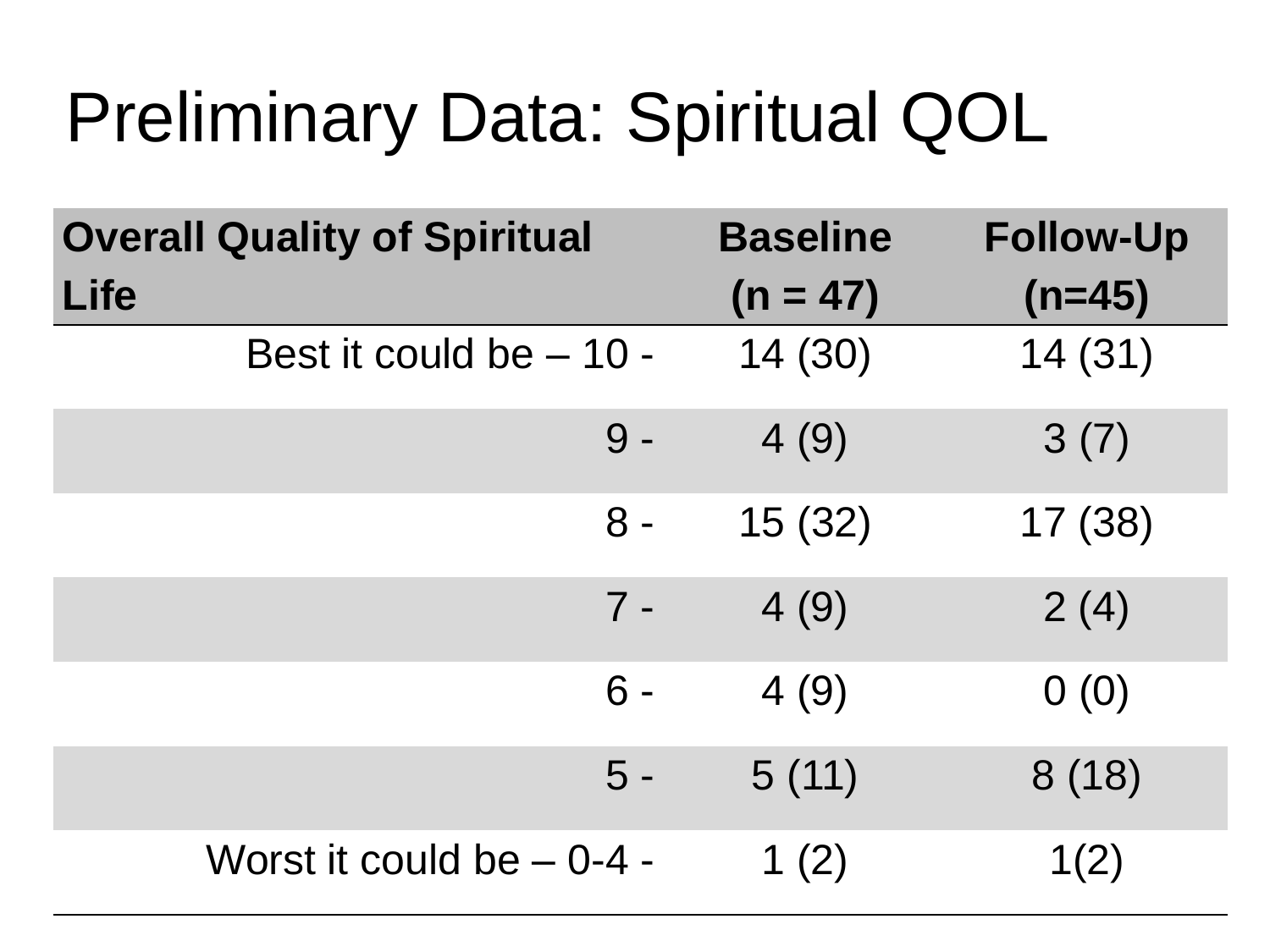# Preliminary Data: Spiritual QOL

| Overall Quality of Spiritual Life | Baseline (n = 47) | Follow-Up (n=45) |
|---|---|---|
| Best it could be – 10 - | 14 (30) | 14 (31) |
| 9 - | 4 (9) | 3 (7) |
| 8 - | 15 (32) | 17 (38) |
| 7 - | 4 (9) | 2 (4) |
| 6 - | 4 (9) | 0 (0) |
| 5 - | 5 (11) | 8 (18) |
| Worst it could be – 0-4 - | 1 (2) | 1(2) |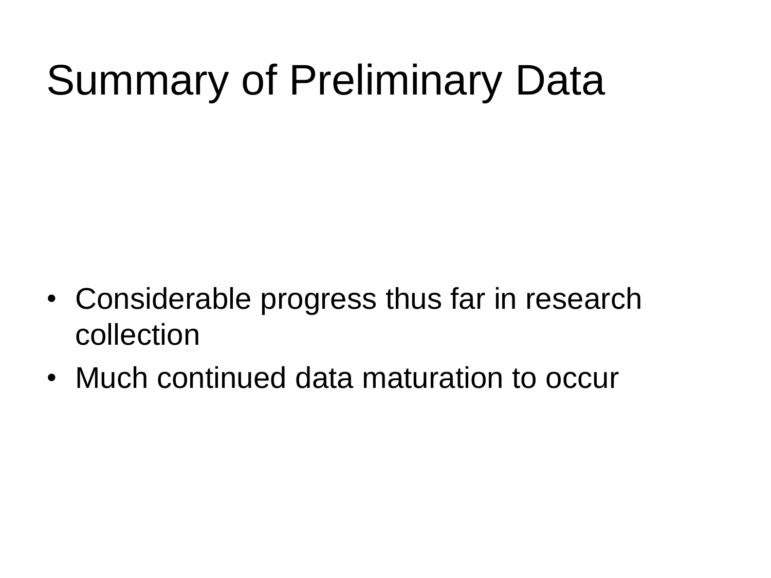# Summary of Preliminary Data

- Considerable progress thus far in research collection
- Much continued data maturation to occur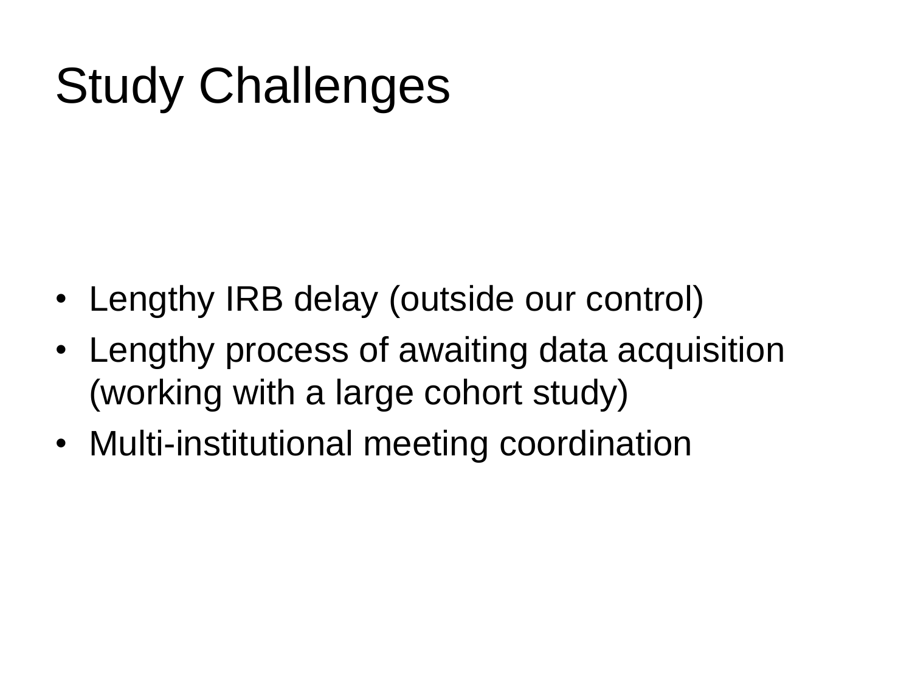# Study Challenges

- Lengthy IRB delay (outside our control)
- Lengthy process of awaiting data acquisition (working with a large cohort study)
- Multi-institutional meeting coordination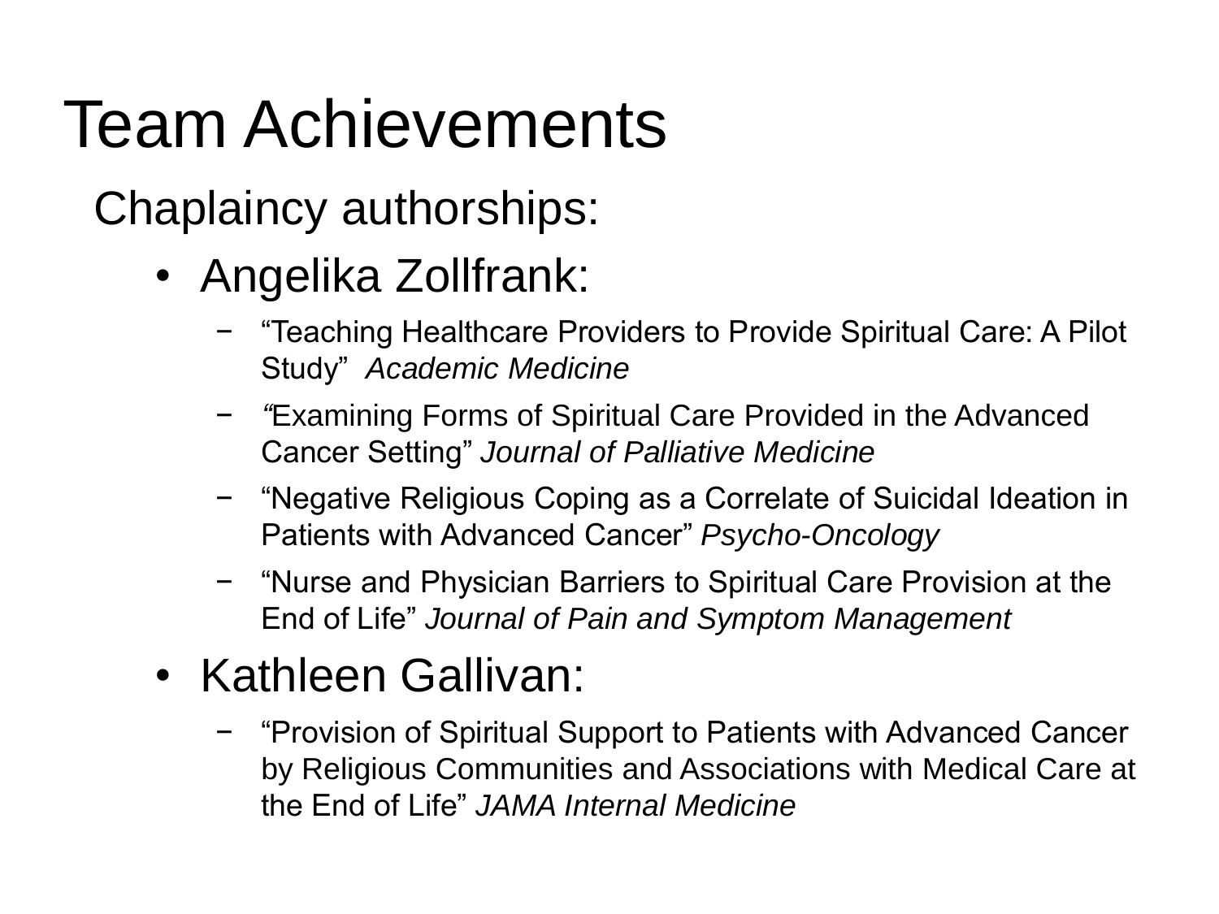# Team Achievements

Chaplaincy authorships:

- Angelika Zollfrank:
  - “Teaching Healthcare Providers to Provide Spiritual Care: A Pilot Study” *Academic Medicine*
  - *“*Examining Forms of Spiritual Care Provided in the Advanced Cancer Setting” *Journal of Palliative Medicine*
  - “Negative Religious Coping as a Correlate of Suicidal Ideation in Patients with Advanced Cancer” *Psycho-Oncology*
  - “Nurse and Physician Barriers to Spiritual Care Provision at the End of Life” *Journal of Pain and Symptom Management*
- Kathleen Gallivan:
  - “Provision of Spiritual Support to Patients with Advanced Cancer by Religious Communities and Associations with Medical Care at the End of Life” *JAMA Internal Medicine*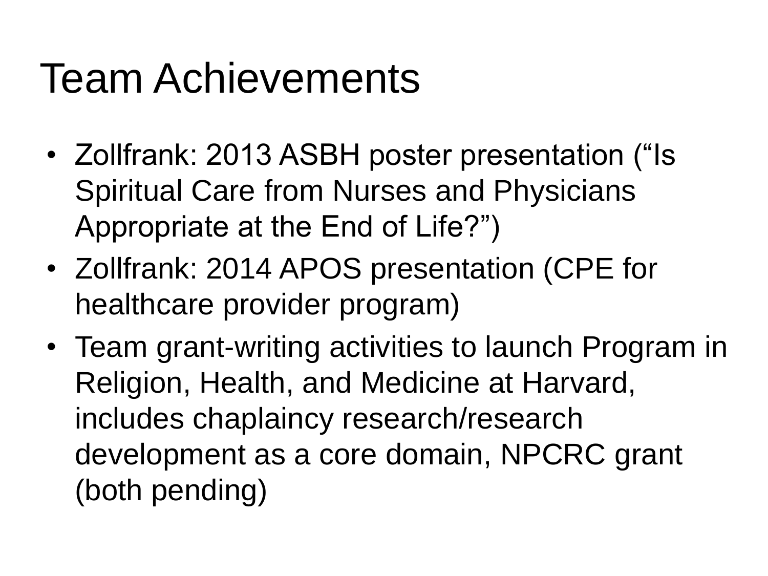# Team Achievements

- Zollfrank: 2013 ASBH poster presentation (“Is Spiritual Care from Nurses and Physicians Appropriate at the End of Life?”)
- Zollfrank: 2014 APOS presentation (CPE for healthcare provider program)
- Team grant-writing activities to launch Program in Religion, Health, and Medicine at Harvard, includes chaplaincy research/research development as a core domain, NPCRC grant (both pending)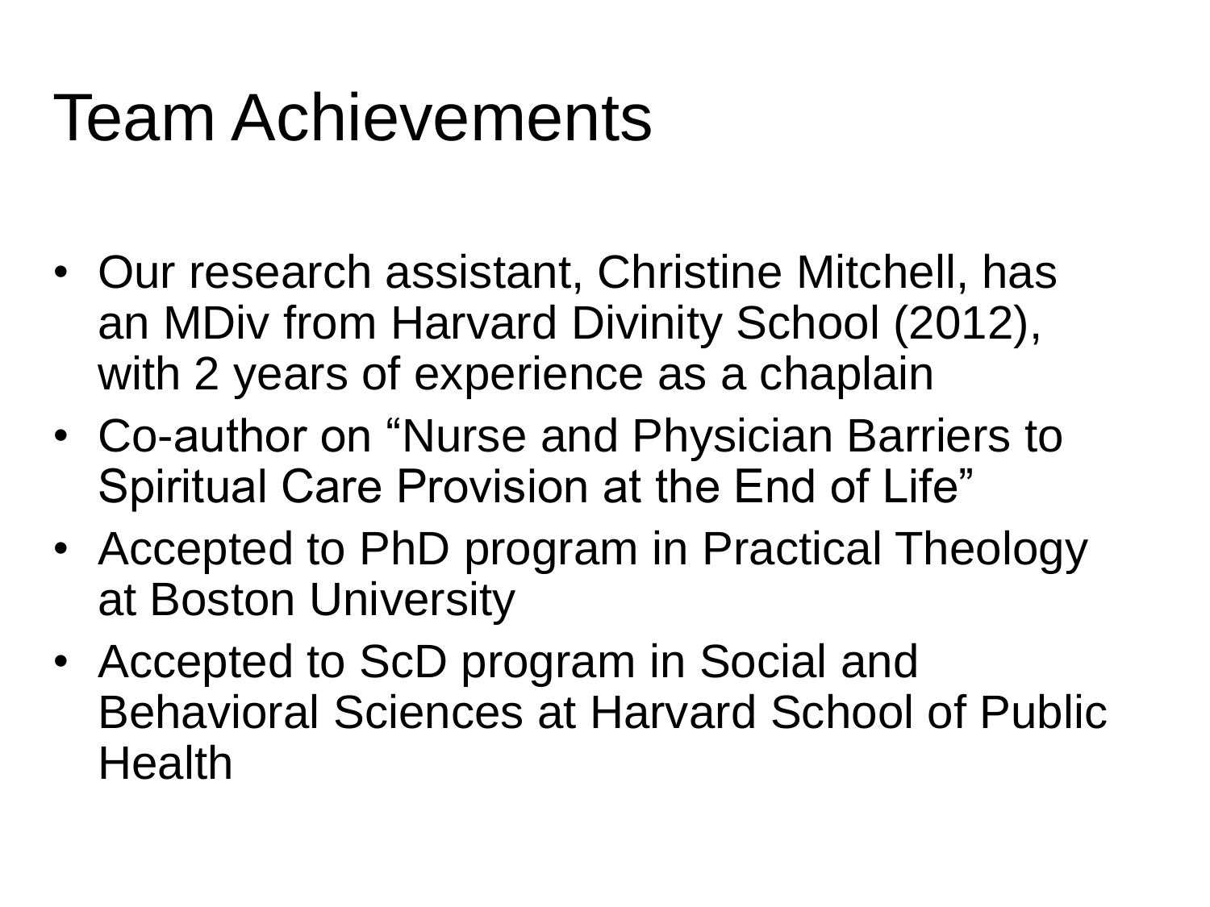# Team Achievements

- Our research assistant, Christine Mitchell, has an MDiv from Harvard Divinity School (2012), with 2 years of experience as a chaplain
- Co-author on "Nurse and Physician Barriers to Spiritual Care Provision at the End of Life"
- Accepted to PhD program in Practical Theology at Boston University
- Accepted to ScD program in Social and Behavioral Sciences at Harvard School of Public Health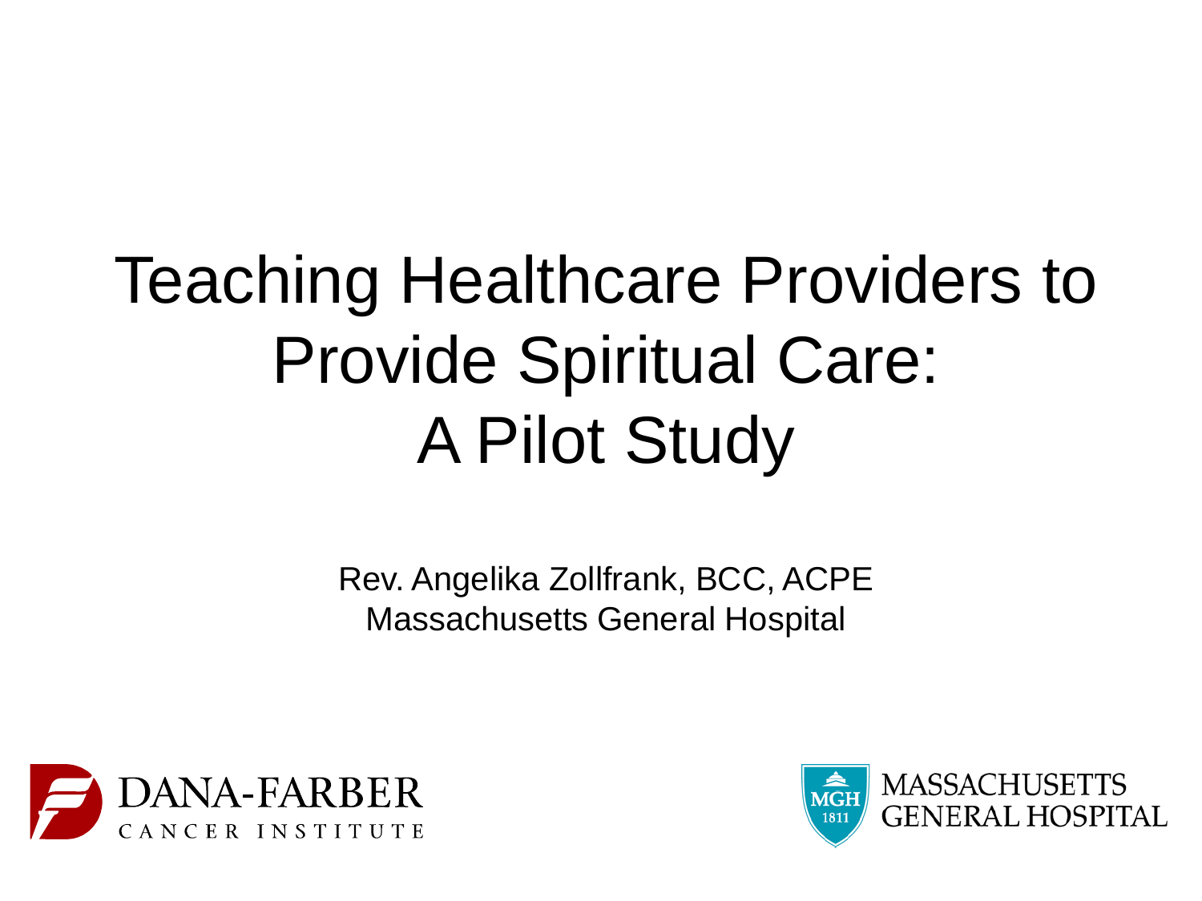# Teaching Healthcare Providers to Provide Spiritual Care: A Pilot Study

Rev. Angelika Zollfrank, BCC, ACPE
Massachusetts General Hospital

DANA-FARBER CANCER INSTITUTE

MASSACHUSETTS GENERAL HOSPITAL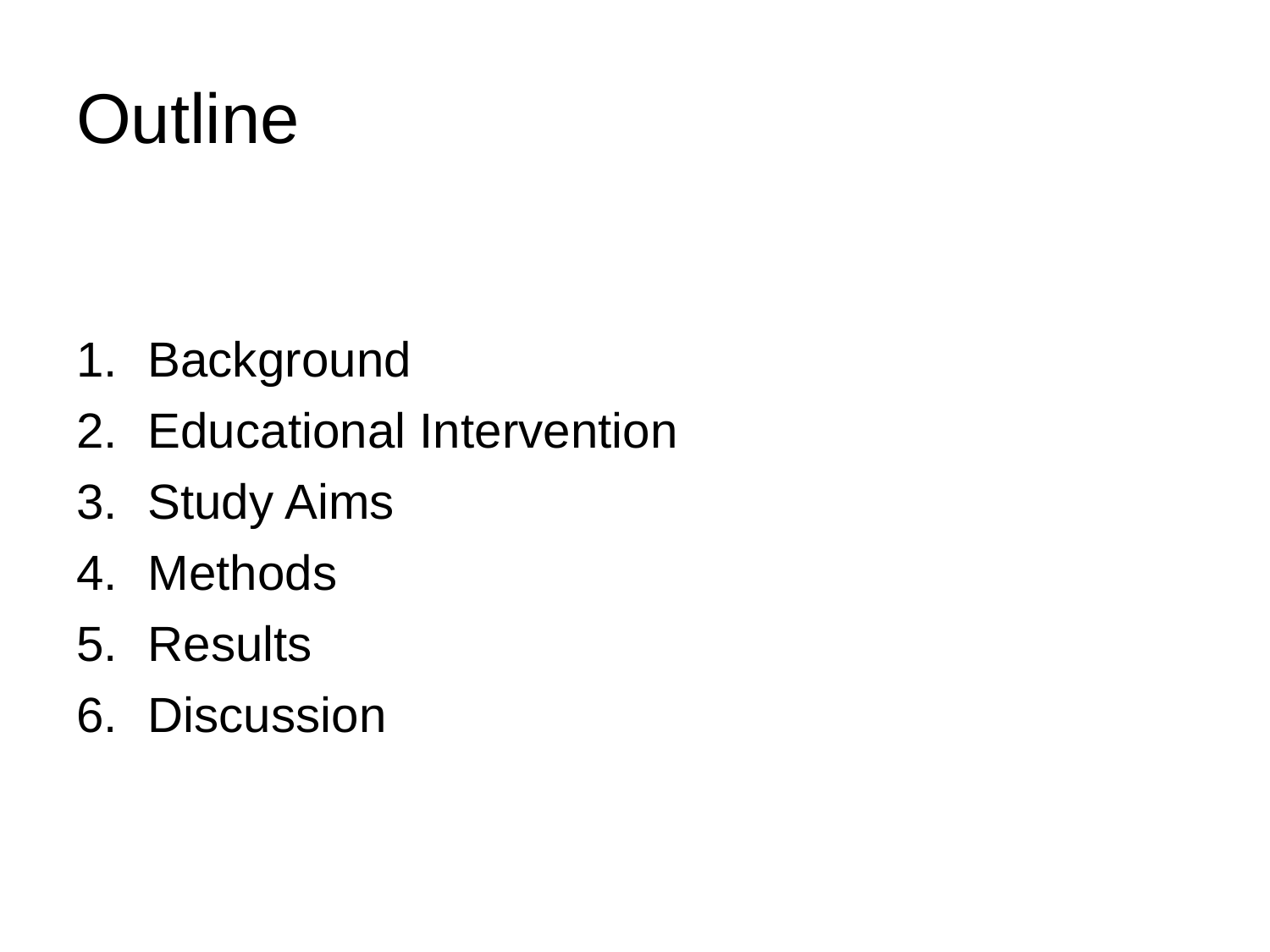# Outline

1. Background
2. Educational Intervention
3. Study Aims
4. Methods
5. Results
6. Discussion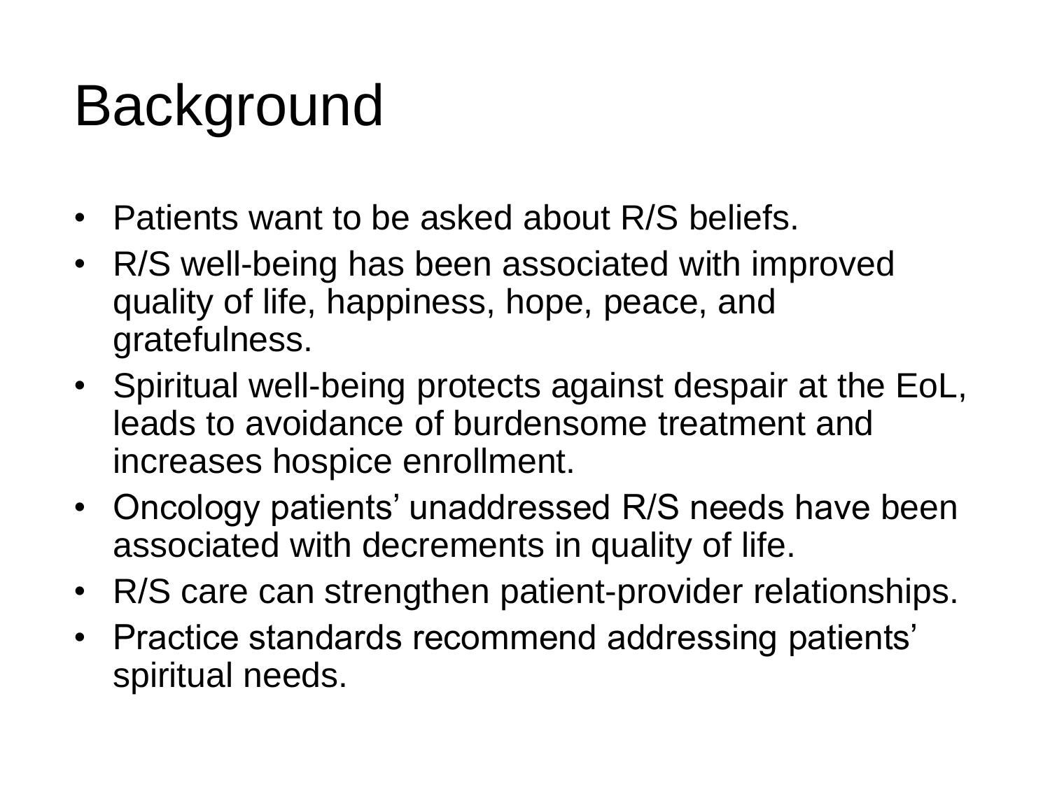# Background

- Patients want to be asked about R/S beliefs.
- R/S well-being has been associated with improved quality of life, happiness, hope, peace, and gratefulness.
- Spiritual well-being protects against despair at the EoL, leads to avoidance of burdensome treatment and increases hospice enrollment.
- Oncology patients' unaddressed R/S needs have been associated with decrements in quality of life.
- R/S care can strengthen patient-provider relationships.
- Practice standards recommend addressing patients' spiritual needs.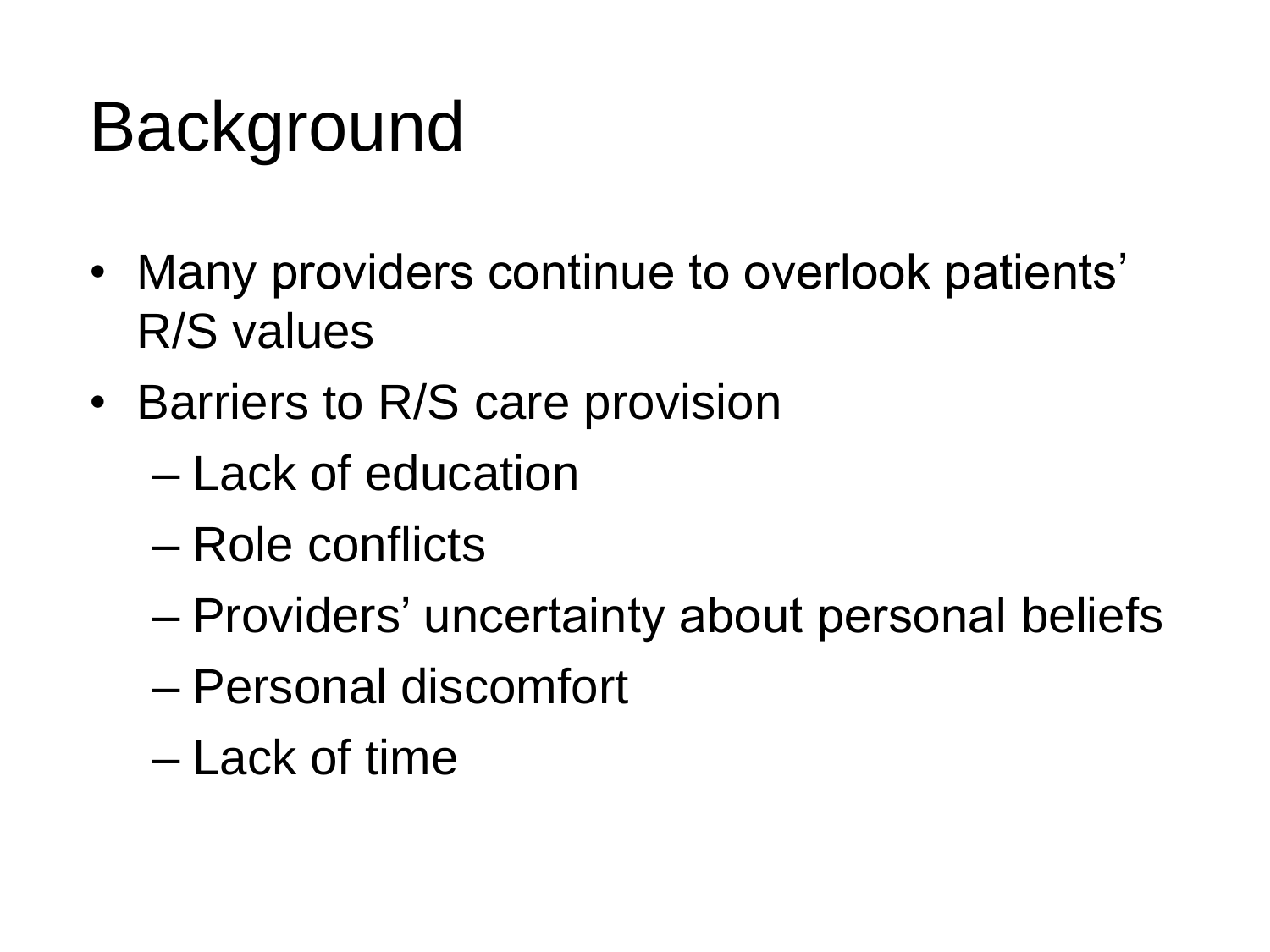# Background

- Many providers continue to overlook patients' R/S values
- Barriers to R/S care provision
  - Lack of education
  - Role conflicts
  - Providers' uncertainty about personal beliefs
  - Personal discomfort
  - Lack of time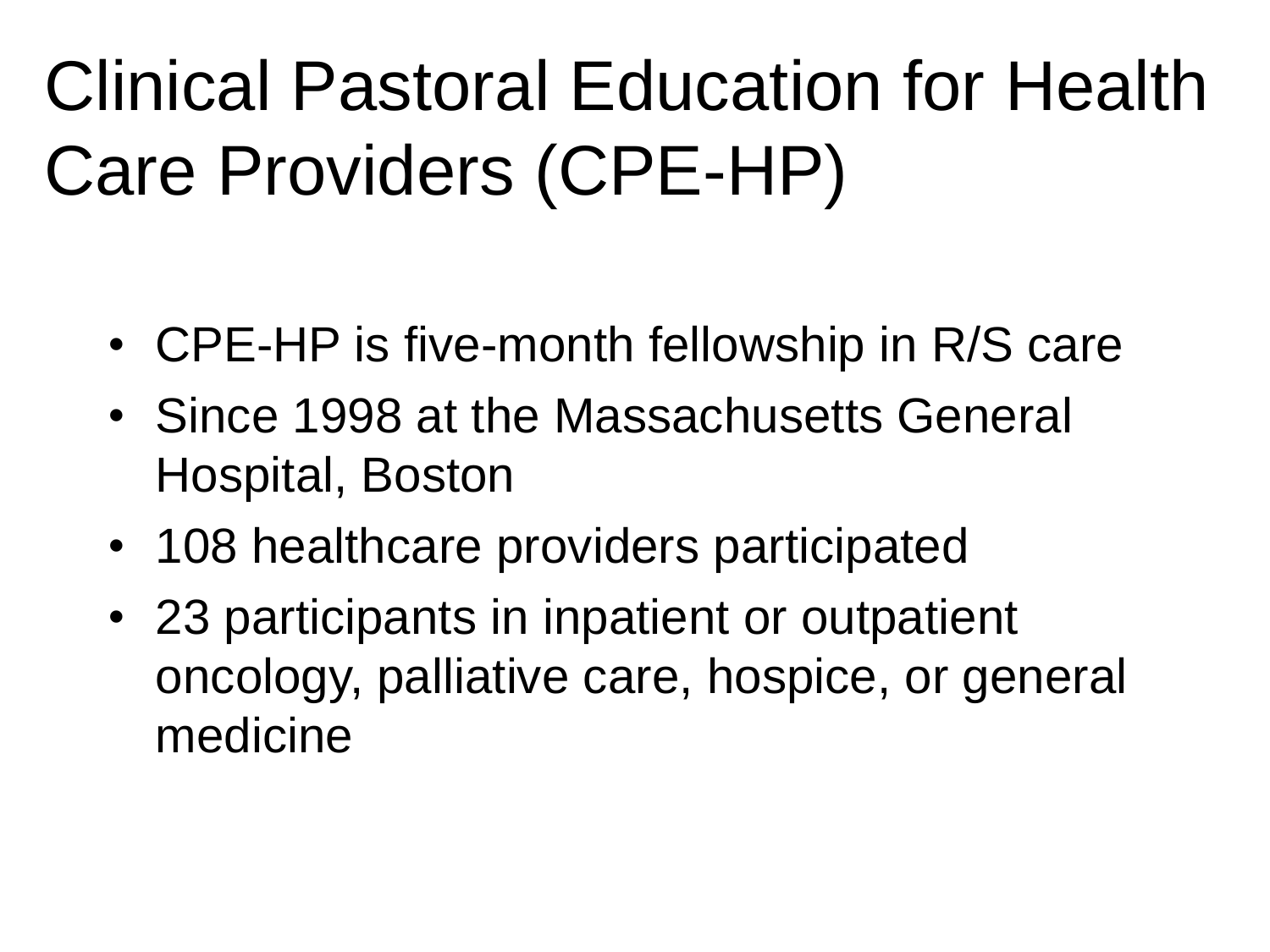# Clinical Pastoral Education for Health Care Providers (CPE-HP)

- CPE-HP is five-month fellowship in R/S care
- Since 1998 at the Massachusetts General Hospital, Boston
- 108 healthcare providers participated
- 23 participants in inpatient or outpatient oncology, palliative care, hospice, or general medicine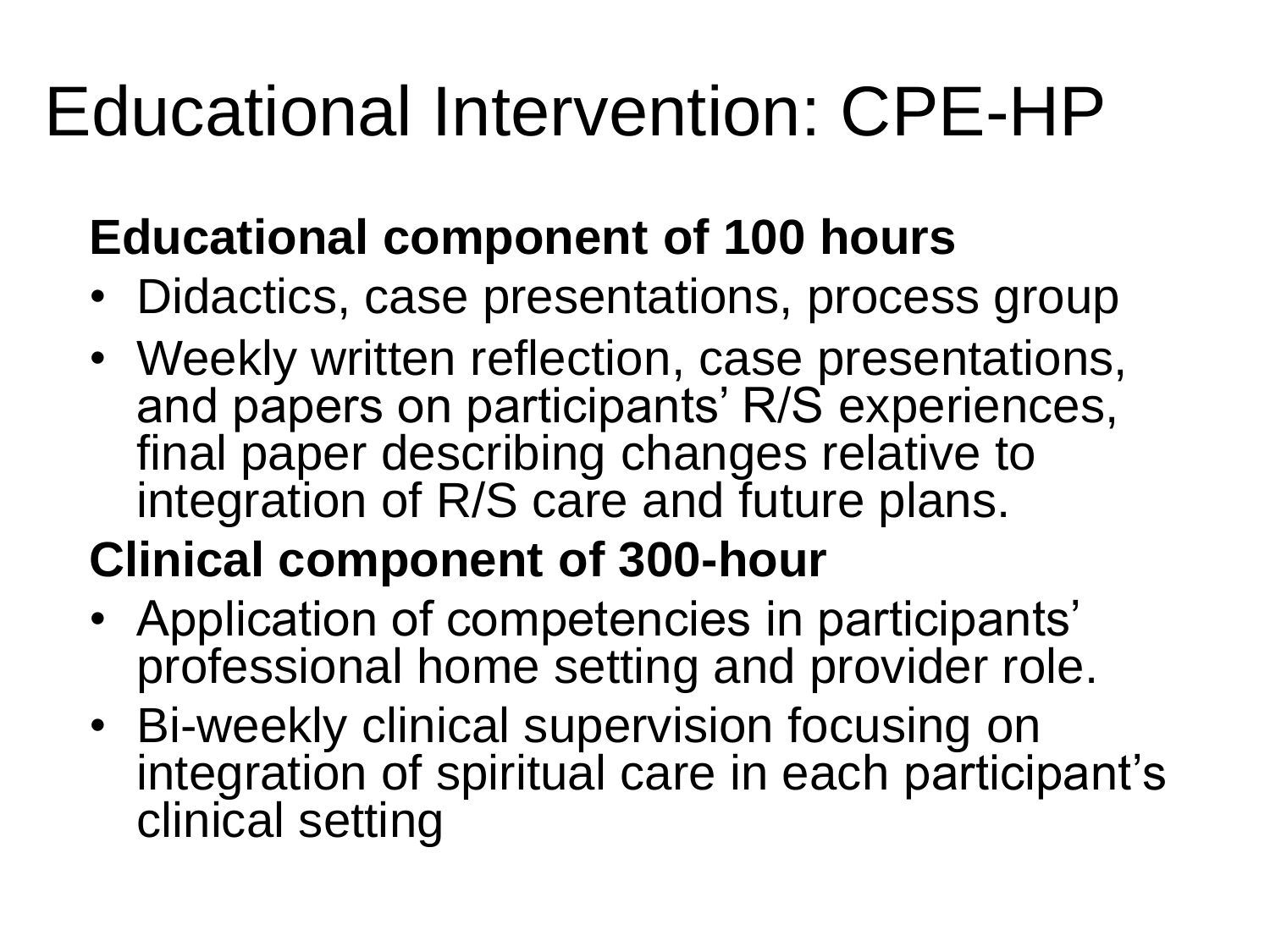# Educational Intervention: CPE-HP

**Educational component of 100 hours**

- Didactics, case presentations, process group
- Weekly written reflection, case presentations, and papers on participants' R/S experiences, final paper describing changes relative to integration of R/S care and future plans.

**Clinical component of 300-hour**

- Application of competencies in participants' professional home setting and provider role.
- Bi-weekly clinical supervision focusing on integration of spiritual care in each participant's clinical setting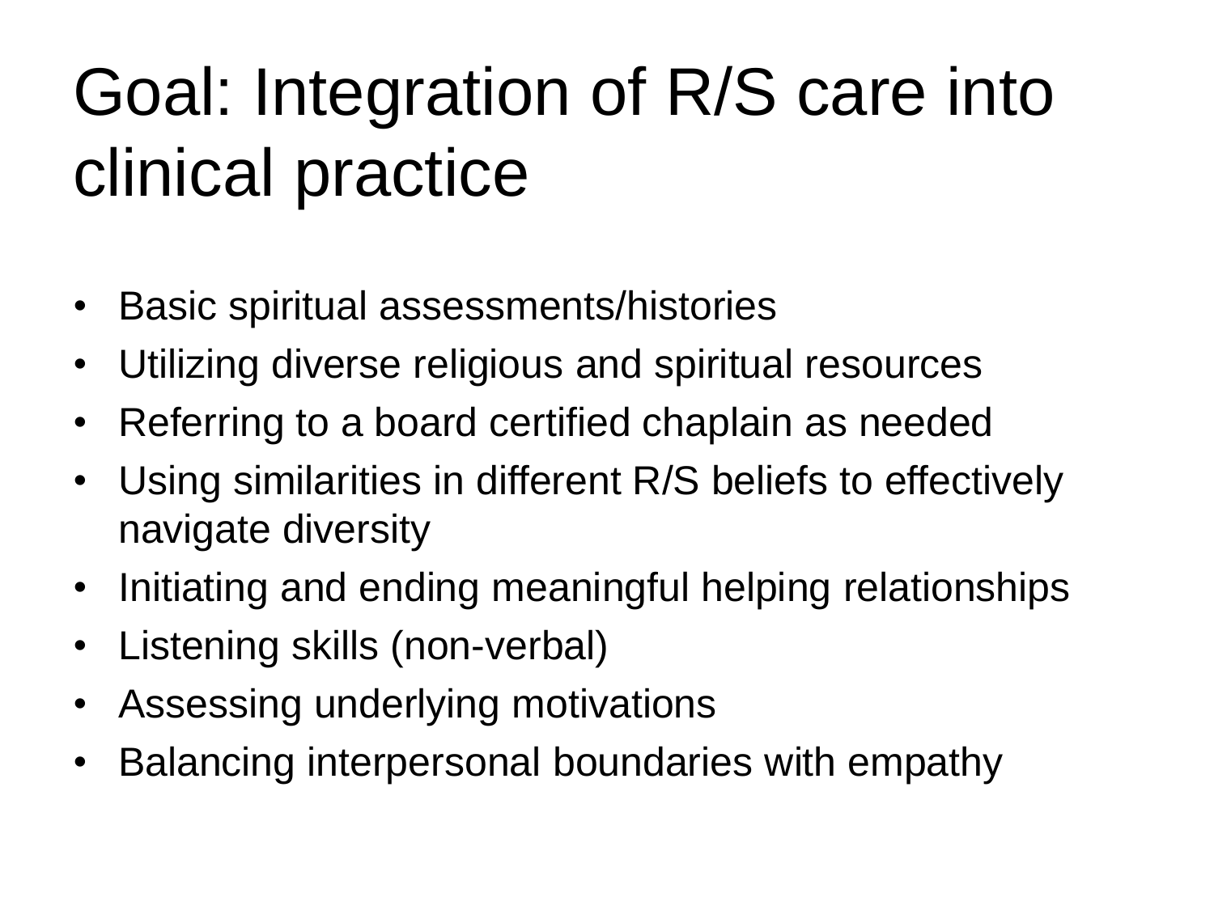# Goal: Integration of R/S care into clinical practice

- Basic spiritual assessments/histories
- Utilizing diverse religious and spiritual resources
- Referring to a board certified chaplain as needed
- Using similarities in different R/S beliefs to effectively navigate diversity
- Initiating and ending meaningful helping relationships
- Listening skills (non-verbal)
- Assessing underlying motivations
- Balancing interpersonal boundaries with empathy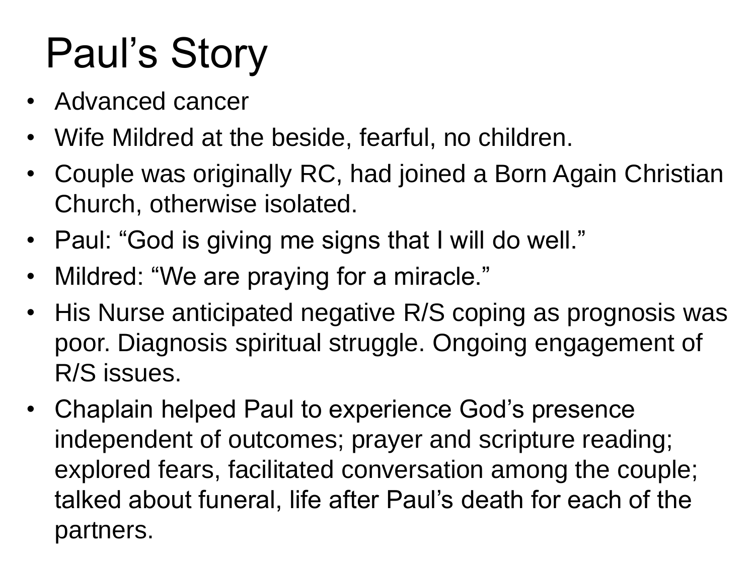# Paul's Story

- Advanced cancer
- Wife Mildred at the beside, fearful, no children.
- Couple was originally RC, had joined a Born Again Christian Church, otherwise isolated.
- Paul: "God is giving me signs that I will do well."
- Mildred: "We are praying for a miracle."
- His Nurse anticipated negative R/S coping as prognosis was poor. Diagnosis spiritual struggle. Ongoing engagement of R/S issues.
- Chaplain helped Paul to experience God's presence independent of outcomes; prayer and scripture reading; explored fears, facilitated conversation among the couple; talked about funeral, life after Paul's death for each of the partners.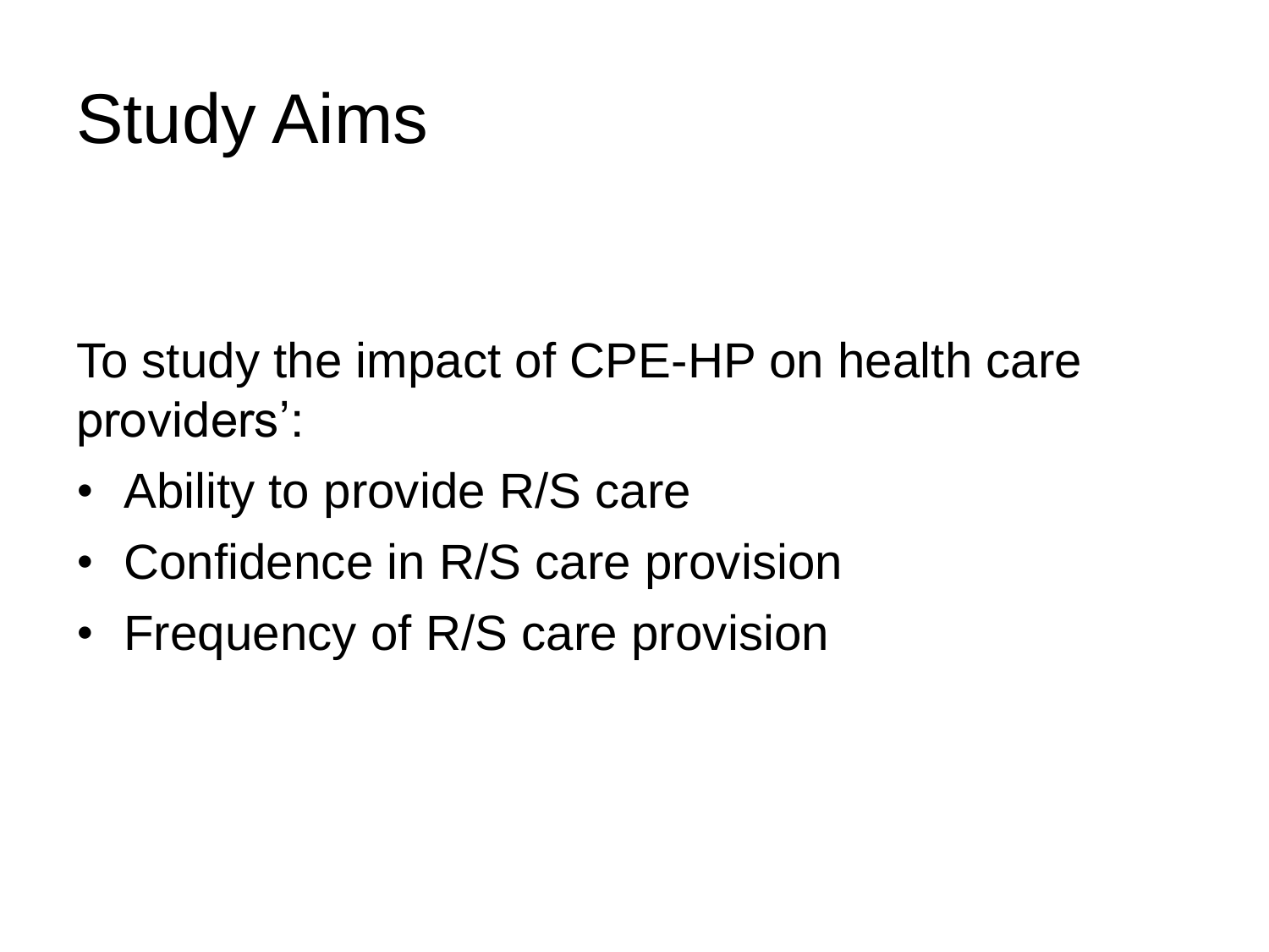# Study Aims

To study the impact of CPE-HP on health care providers':

- Ability to provide R/S care
- Confidence in R/S care provision
- Frequency of R/S care provision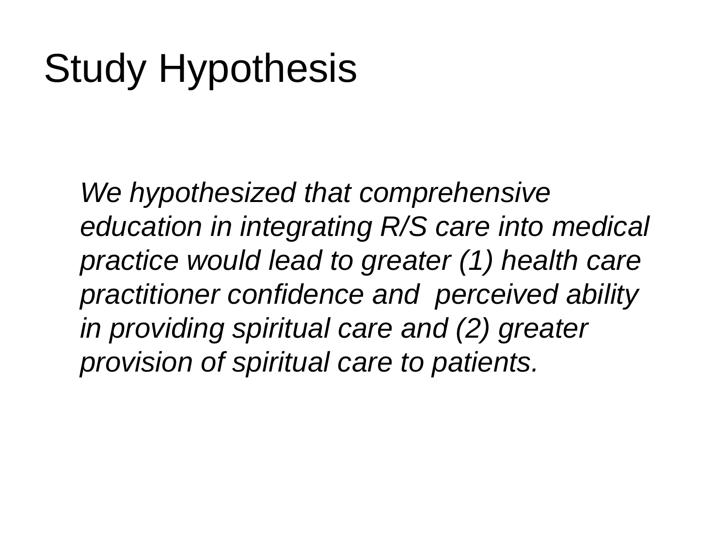# Study Hypothesis

*We hypothesized that comprehensive education in integrating R/S care into medical practice would lead to greater (1) health care practitioner confidence and perceived ability in providing spiritual care and (2) greater provision of spiritual care to patients.*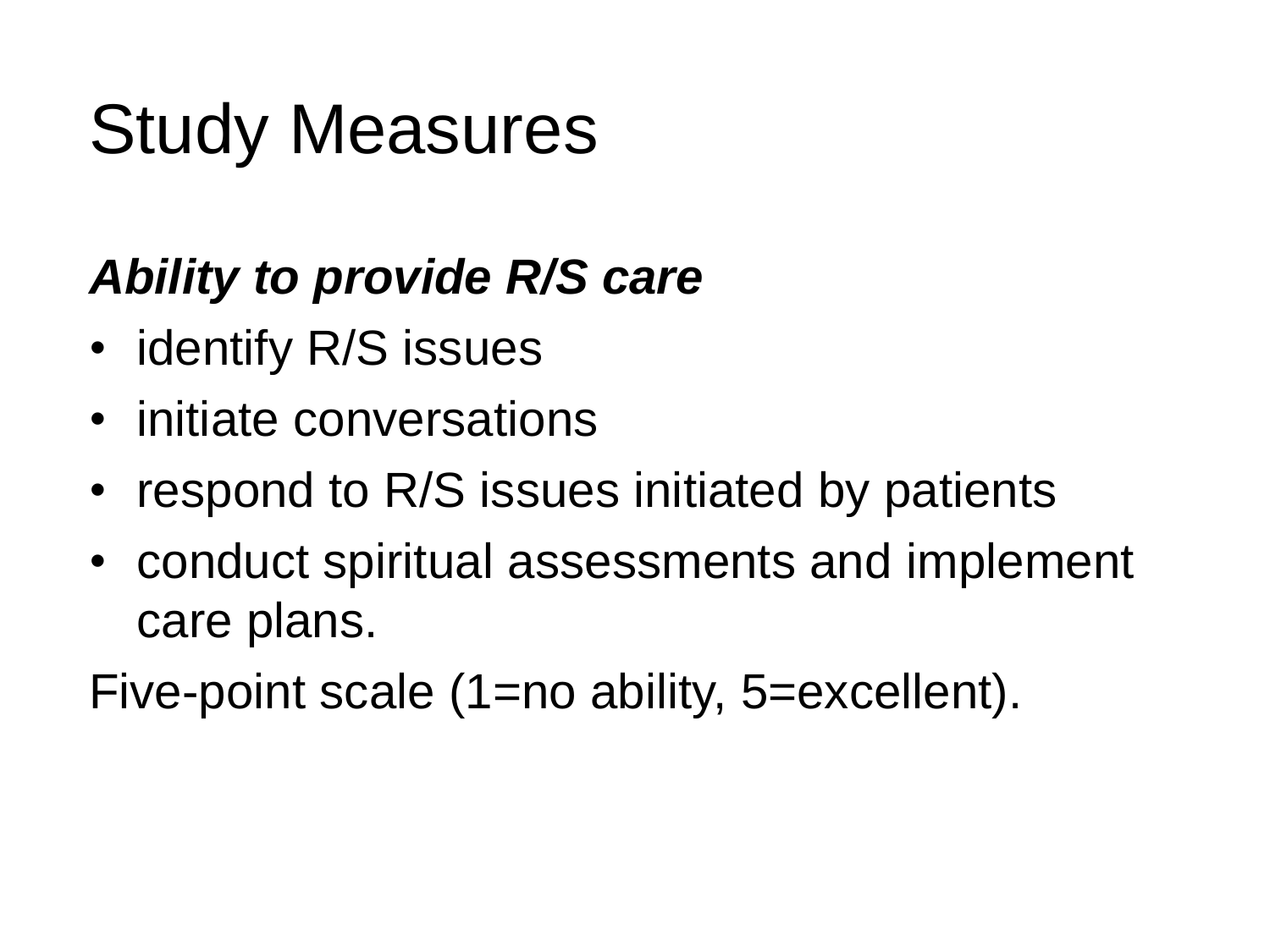# Study Measures

***Ability to provide R/S care***

- identify R/S issues
- initiate conversations
- respond to R/S issues initiated by patients
- conduct spiritual assessments and implement care plans.

Five-point scale (1=no ability, 5=excellent).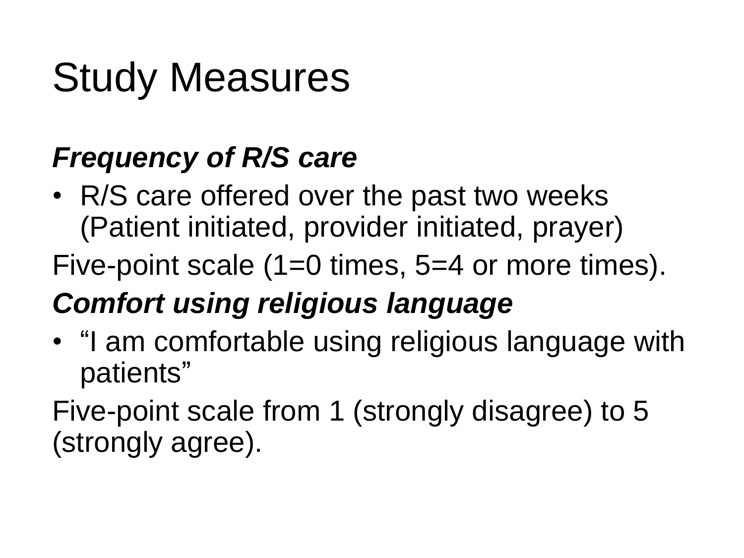# Study Measures

***Frequency of R/S care***

- R/S care offered over the past two weeks (Patient initiated, provider initiated, prayer)

Five-point scale (1=0 times, 5=4 or more times).

***Comfort using religious language***

- “I am comfortable using religious language with patients”

Five-point scale from 1 (strongly disagree) to 5 (strongly agree).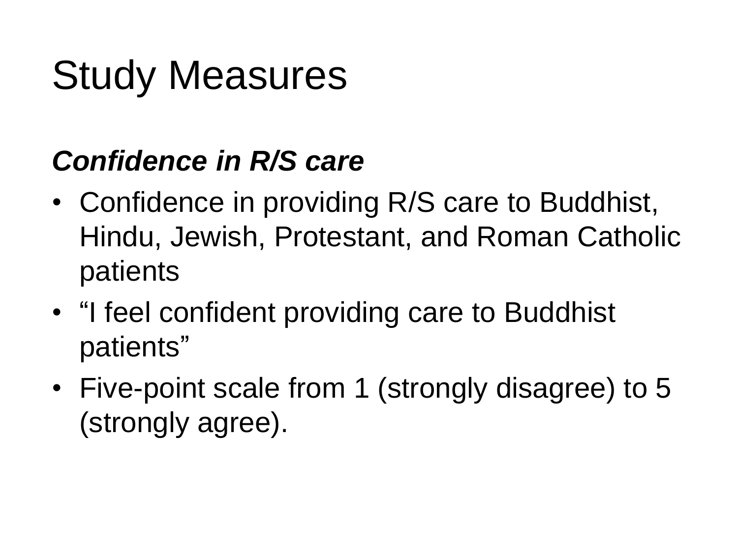# Study Measures

***Confidence in R/S care***

- Confidence in providing R/S care to Buddhist, Hindu, Jewish, Protestant, and Roman Catholic patients
- "I feel confident providing care to Buddhist patients"
- Five-point scale from 1 (strongly disagree) to 5 (strongly agree).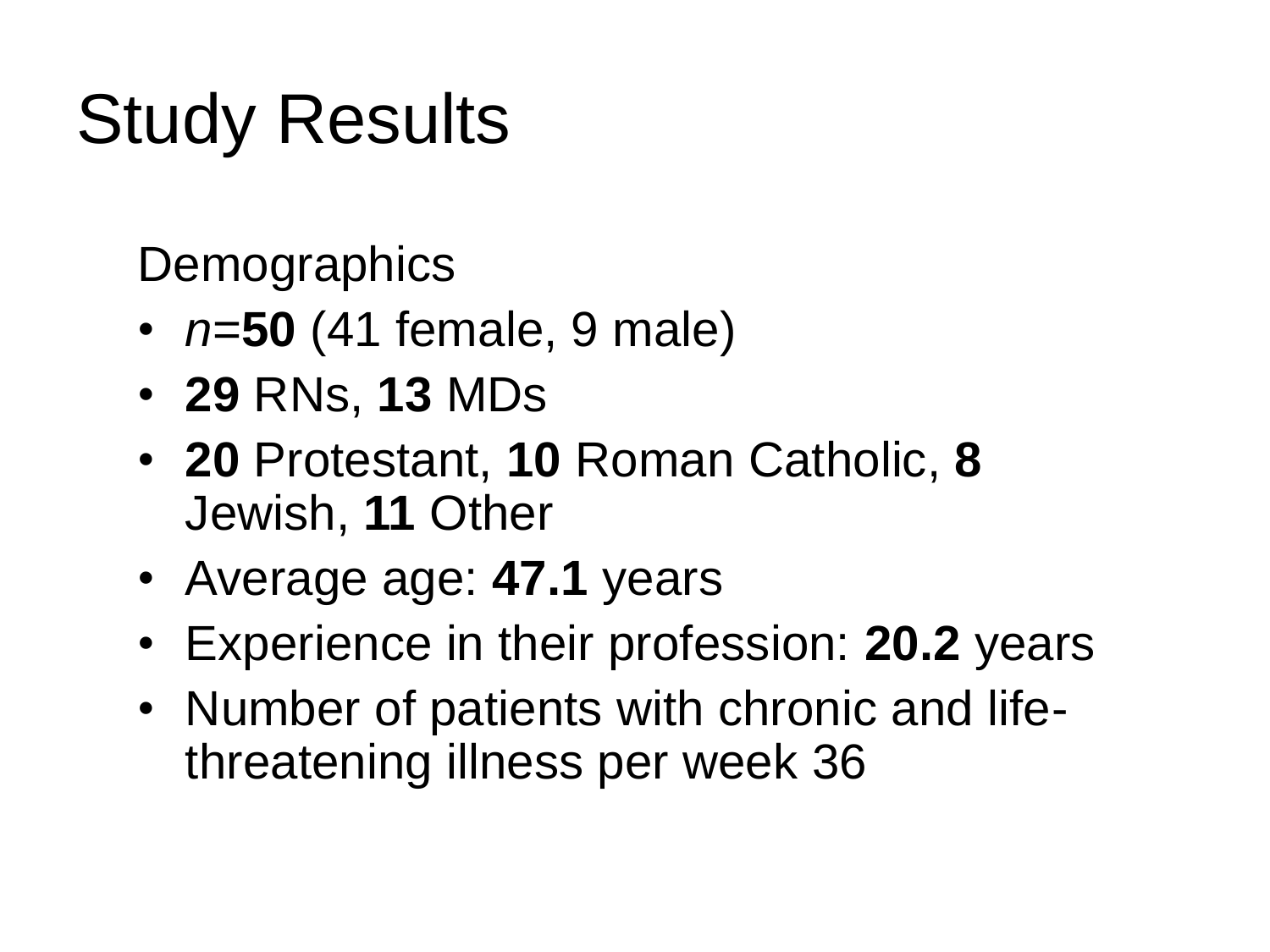# Study Results

Demographics

- *n*=**50** (41 female, 9 male)
- **29** RNs, **13** MDs
- **20** Protestant, **10** Roman Catholic, **8** Jewish, **11** Other
- Average age: **47.1** years
- Experience in their profession: **20.2** years
- Number of patients with chronic and life-threatening illness per week 36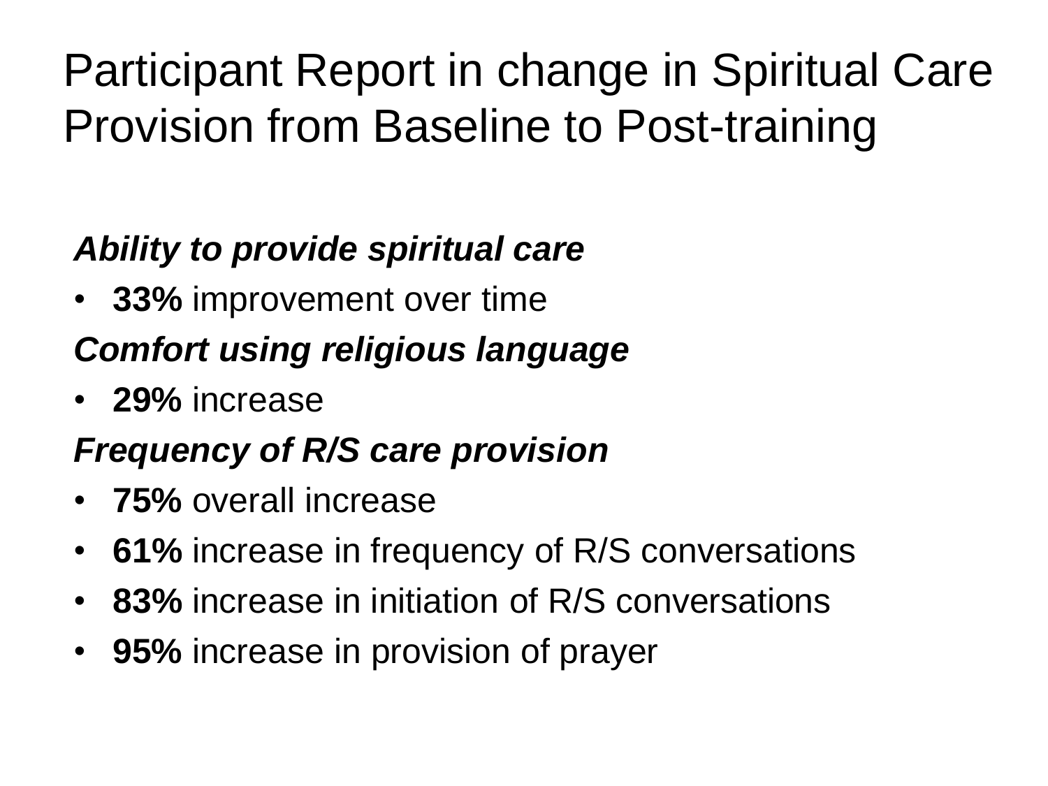# Participant Report in change in Spiritual Care Provision from Baseline to Post-training

***Ability to provide spiritual care***

- **33%** improvement over time

***Comfort using religious language***

- **29%** increase

***Frequency of R/S care provision***

- **75%** overall increase
- **61%** increase in frequency of R/S conversations
- **83%** increase in initiation of R/S conversations
- **95%** increase in provision of prayer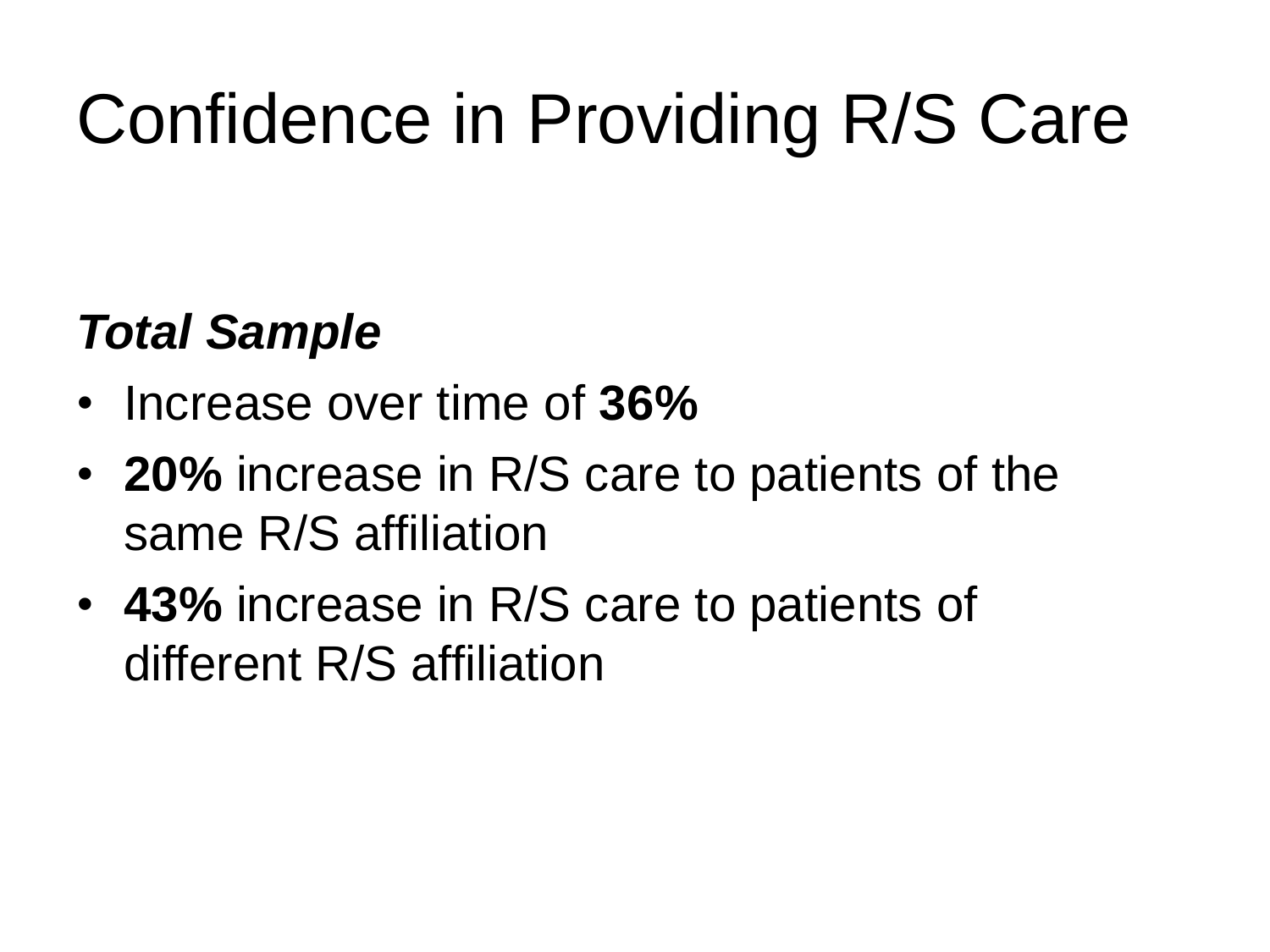# Confidence in Providing R/S Care

***Total Sample***

- Increase over time of **36%**
- **20%** increase in R/S care to patients of the same R/S affiliation
- **43%** increase in R/S care to patients of different R/S affiliation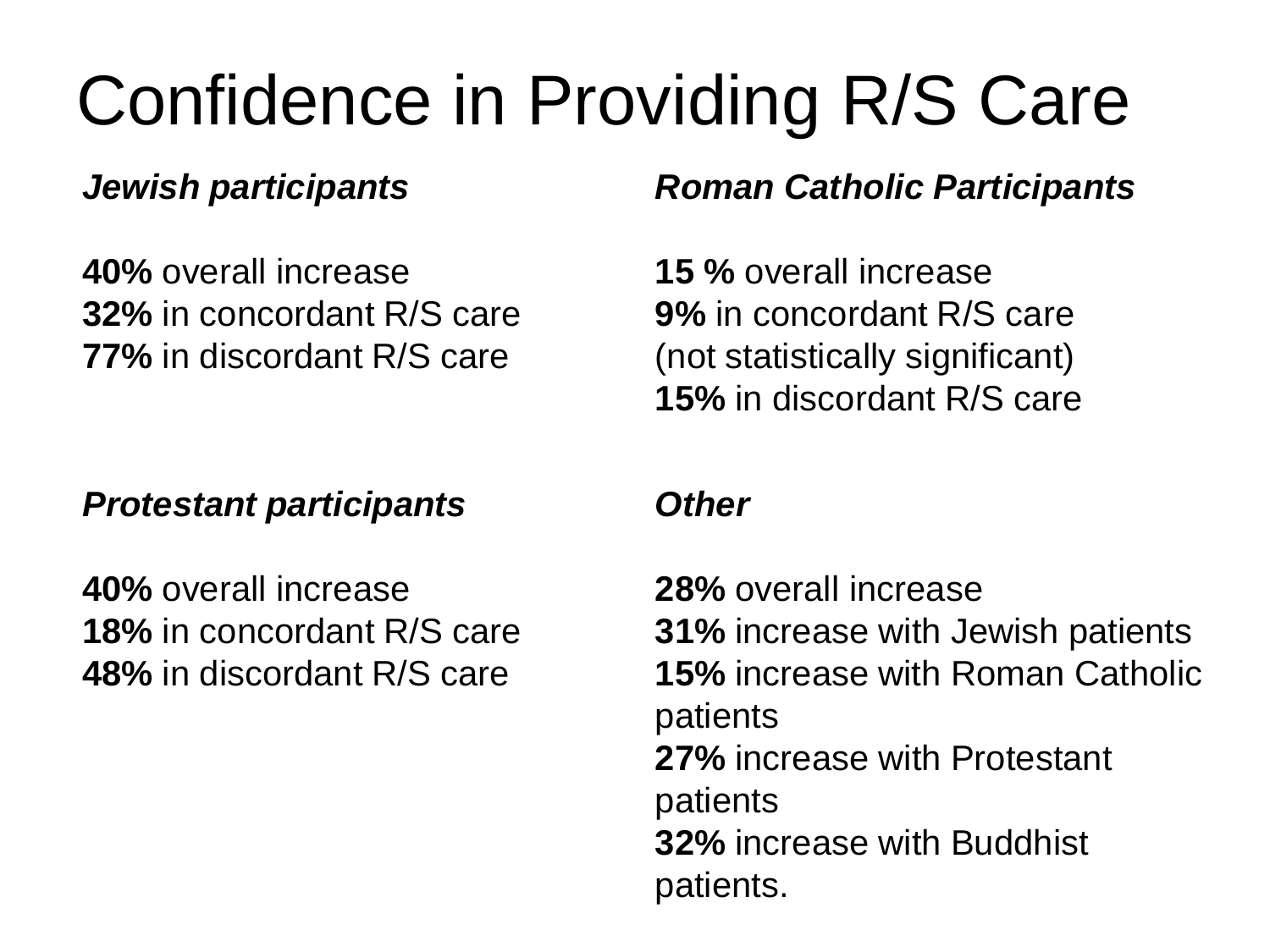# Confidence in Providing R/S Care

***Jewish participants***

**40%** overall increase
**32%** in concordant R/S care
**77%** in discordant R/S care

***Roman Catholic Participants***

**15 %** overall increase
**9%** in concordant R/S care
(not statistically significant)
**15%** in discordant R/S care

***Protestant participants***

**40%** overall increase
**18%** in concordant R/S care
**48%** in discordant R/S care

***Other***

**28%** overall increase
**31%** increase with Jewish patients
**15%** increase with Roman Catholic patients
**27%** increase with Protestant patients
**32%** increase with Buddhist patients.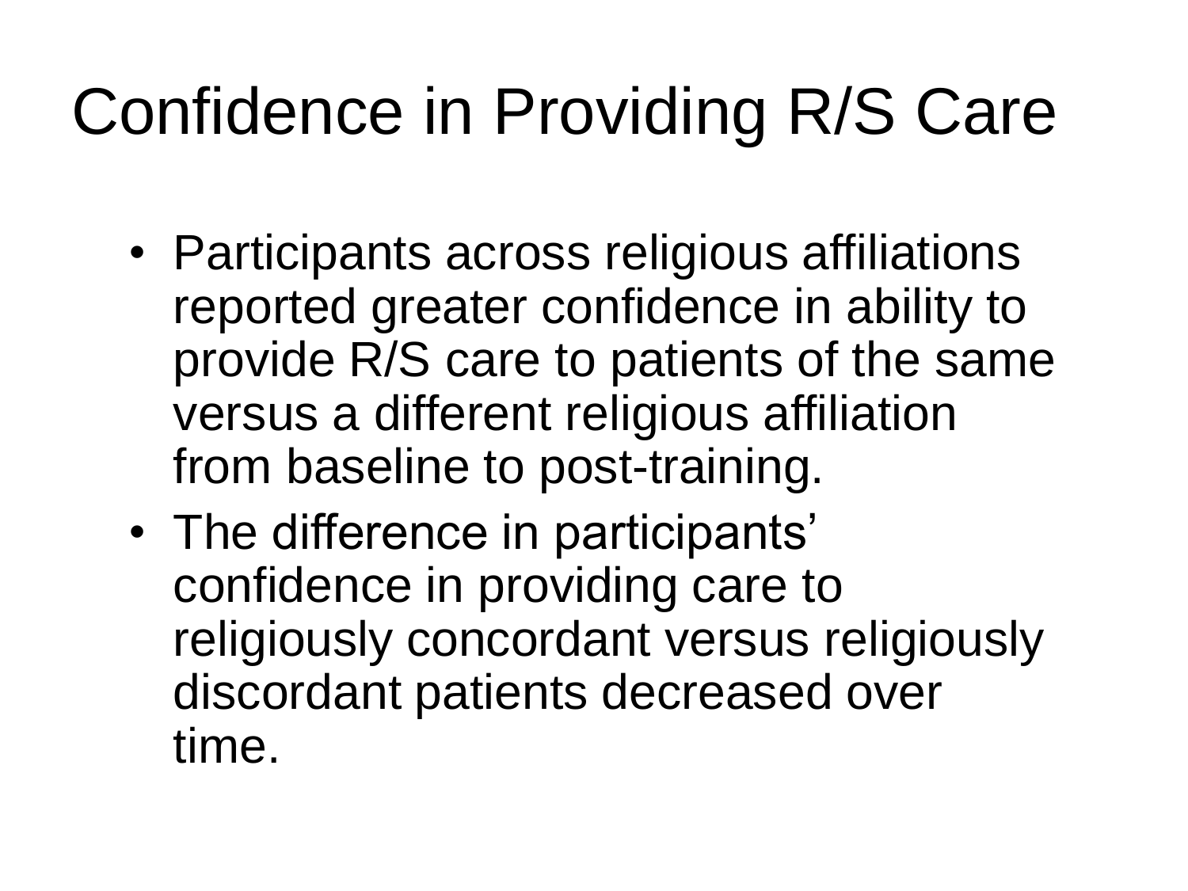# Confidence in Providing R/S Care

- Participants across religious affiliations reported greater confidence in ability to provide R/S care to patients of the same versus a different religious affiliation from baseline to post-training.
- The difference in participants' confidence in providing care to religiously concordant versus religiously discordant patients decreased over time.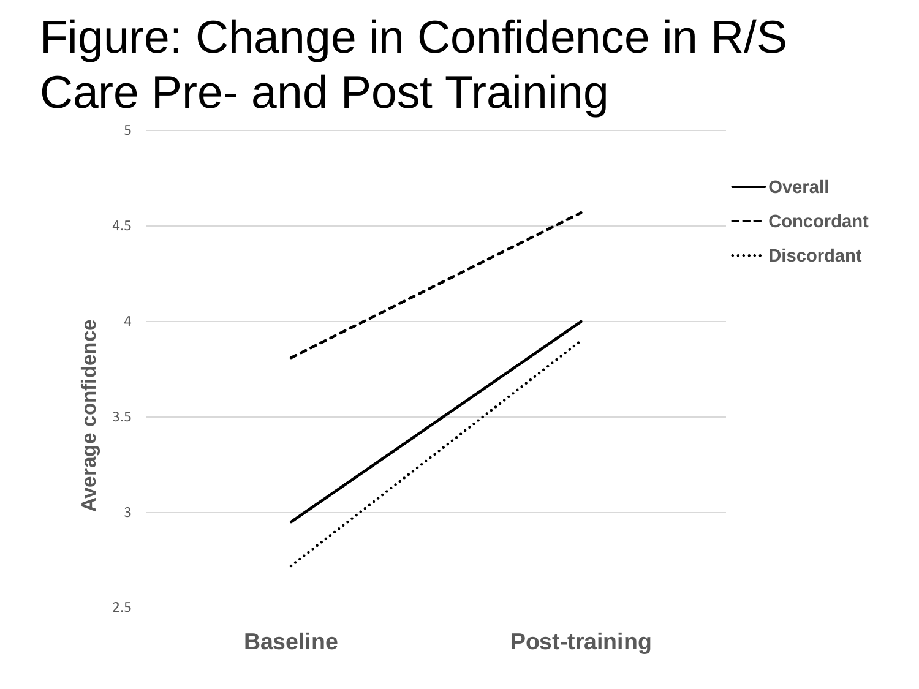# Figure: Change in Confidence in R/S Care Pre- and Post Training

| | Baseline | Post-training |
|---|---|---|
| Overall | 2.95 | 4.0 |
| Concordant | 3.81 | 4.57 |
| Discordant | 2.72 | 3.9 |

Average confidence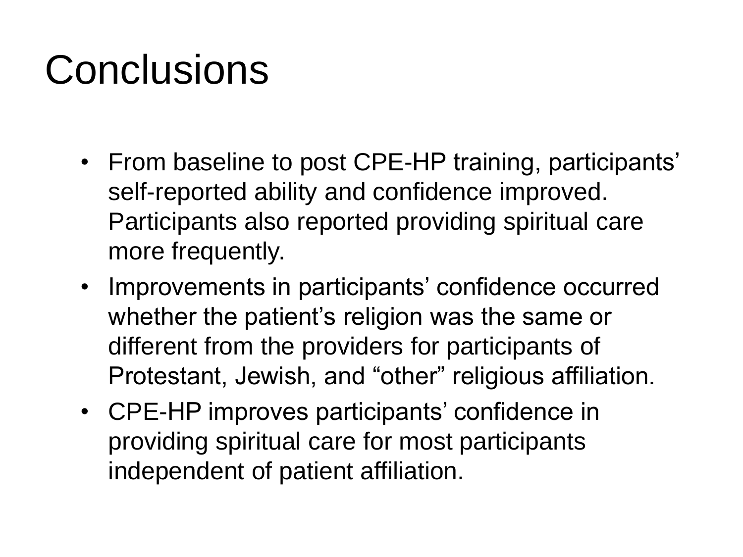# Conclusions

- From baseline to post CPE-HP training, participants' self-reported ability and confidence improved. Participants also reported providing spiritual care more frequently.
- Improvements in participants' confidence occurred whether the patient's religion was the same or different from the providers for participants of Protestant, Jewish, and "other" religious affiliation.
- CPE-HP improves participants' confidence in providing spiritual care for most participants independent of patient affiliation.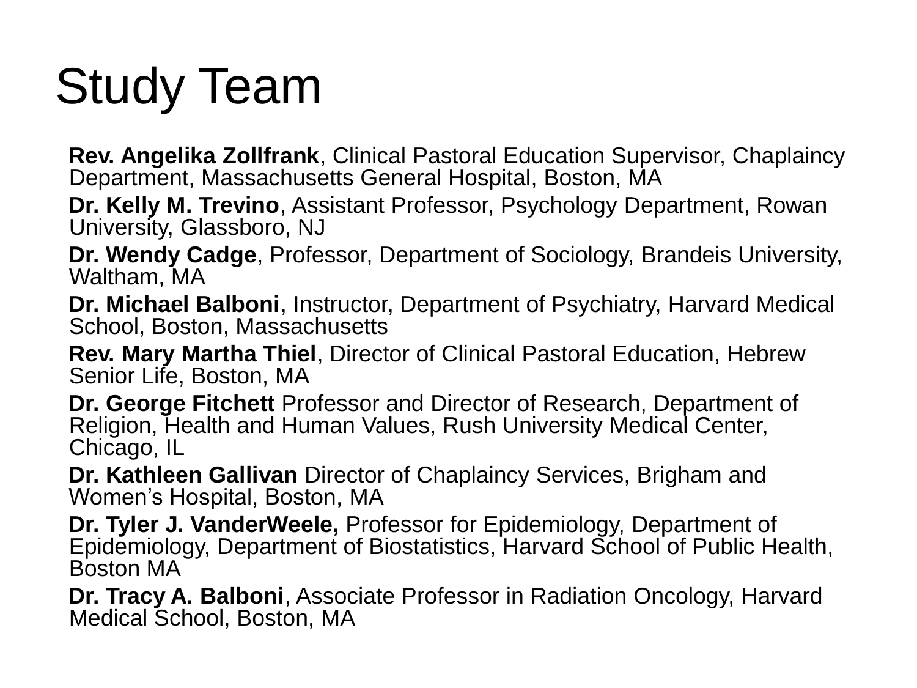# Study Team

**Rev. Angelika Zollfrank**, Clinical Pastoral Education Supervisor, Chaplaincy Department, Massachusetts General Hospital, Boston, MA

**Dr. Kelly M. Trevino**, Assistant Professor, Psychology Department, Rowan University, Glassboro, NJ

**Dr. Wendy Cadge**, Professor, Department of Sociology, Brandeis University, Waltham, MA

**Dr. Michael Balboni**, Instructor, Department of Psychiatry, Harvard Medical School, Boston, Massachusetts

**Rev. Mary Martha Thiel**, Director of Clinical Pastoral Education, Hebrew Senior Life, Boston, MA

**Dr. George Fitchett** Professor and Director of Research, Department of Religion, Health and Human Values, Rush University Medical Center, Chicago, IL

**Dr. Kathleen Gallivan** Director of Chaplaincy Services, Brigham and Women's Hospital, Boston, MA

**Dr. Tyler J. VanderWeele,** Professor for Epidemiology, Department of Epidemiology, Department of Biostatistics, Harvard School of Public Health, Boston MA

**Dr. Tracy A. Balboni**, Associate Professor in Radiation Oncology, Harvard Medical School, Boston, MA